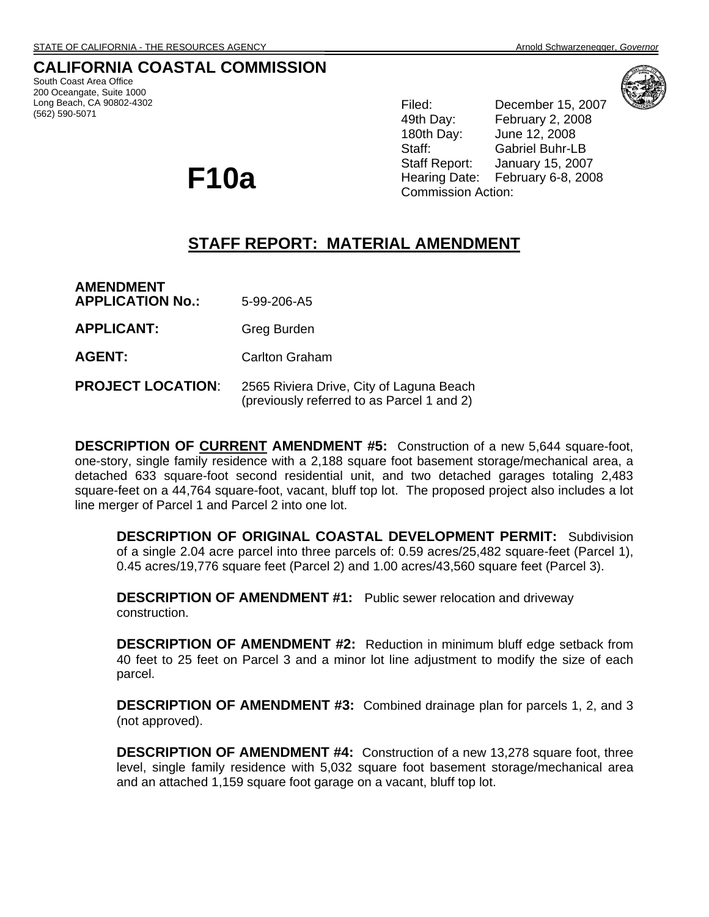STATE OF CALIFORNIA - THE RESOURCES AGENCY Arnold Schwarzenegger, *Governor*

# CALIFORNIA COASTAL COMMISSION

South Coast Area Office
200 Oceangate, Suite 1000
Long Beach, CA 90802-4302
(562) 590-5071

| | |
|---|---|
| Filed: | December 15, 2007 |
| 49th Day: | February 2, 2008 |
| 180th Day: | June 12, 2008 |
| Staff: | Gabriel Buhr-LB |
| Staff Report: | January 15, 2007 |
| Hearing Date: | February 6-8, 2008 |
| Commission Action: | |

# F10a

## STAFF REPORT: MATERIAL AMENDMENT

**AMENDMENT APPLICATION No.:** 5-99-206-A5

**APPLICANT:** Greg Burden

**AGENT:** Carlton Graham

**PROJECT LOCATION**: 2565 Riviera Drive, City of Laguna Beach (previously referred to as Parcel 1 and 2)

**DESCRIPTION OF CURRENT AMENDMENT #5:** Construction of a new 5,644 square-foot, one-story, single family residence with a 2,188 square foot basement storage/mechanical area, a detached 633 square-foot second residential unit, and two detached garages totaling 2,483 square-feet on a 44,764 square-foot, vacant, bluff top lot. The proposed project also includes a lot line merger of Parcel 1 and Parcel 2 into one lot.

> **DESCRIPTION OF ORIGINAL COASTAL DEVELOPMENT PERMIT:** Subdivision of a single 2.04 acre parcel into three parcels of: 0.59 acres/25,482 square-feet (Parcel 1), 0.45 acres/19,776 square feet (Parcel 2) and 1.00 acres/43,560 square feet (Parcel 3).
>
> **DESCRIPTION OF AMENDMENT #1:** Public sewer relocation and driveway construction.
>
> **DESCRIPTION OF AMENDMENT #2:** Reduction in minimum bluff edge setback from 40 feet to 25 feet on Parcel 3 and a minor lot line adjustment to modify the size of each parcel.
>
> **DESCRIPTION OF AMENDMENT #3:** Combined drainage plan for parcels 1, 2, and 3 (not approved).
>
> **DESCRIPTION OF AMENDMENT #4:** Construction of a new 13,278 square foot, three level, single family residence with 5,032 square foot basement storage/mechanical area and an attached 1,159 square foot garage on a vacant, bluff top lot.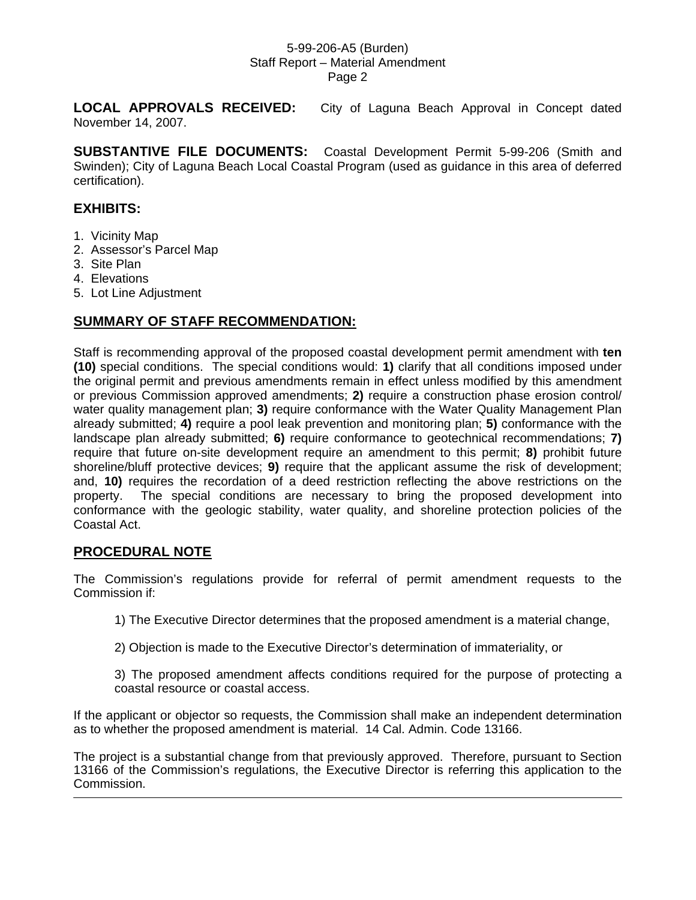**LOCAL APPROVALS RECEIVED:** City of Laguna Beach Approval in Concept dated November 14, 2007.

**SUBSTANTIVE FILE DOCUMENTS:** Coastal Development Permit 5-99-206 (Smith and Swinden); City of Laguna Beach Local Coastal Program (used as guidance in this area of deferred certification).

## EXHIBITS:

1. Vicinity Map
2. Assessor's Parcel Map
3. Site Plan
4. Elevations
5. Lot Line Adjustment

## SUMMARY OF STAFF RECOMMENDATION:

Staff is recommending approval of the proposed coastal development permit amendment with **ten (10)** special conditions. The special conditions would: **1)** clarify that all conditions imposed under the original permit and previous amendments remain in effect unless modified by this amendment or previous Commission approved amendments; **2)** require a construction phase erosion control/ water quality management plan; **3)** require conformance with the Water Quality Management Plan already submitted; **4)** require a pool leak prevention and monitoring plan; **5)** conformance with the landscape plan already submitted; **6)** require conformance to geotechnical recommendations; **7)** require that future on-site development require an amendment to this permit; **8)** prohibit future shoreline/bluff protective devices; **9)** require that the applicant assume the risk of development; and, **10)** requires the recordation of a deed restriction reflecting the above restrictions on the property. The special conditions are necessary to bring the proposed development into conformance with the geologic stability, water quality, and shoreline protection policies of the Coastal Act.

## PROCEDURAL NOTE

The Commission's regulations provide for referral of permit amendment requests to the Commission if:

1) The Executive Director determines that the proposed amendment is a material change,

2) Objection is made to the Executive Director's determination of immateriality, or

3) The proposed amendment affects conditions required for the purpose of protecting a coastal resource or coastal access.

If the applicant or objector so requests, the Commission shall make an independent determination as to whether the proposed amendment is material. 14 Cal. Admin. Code 13166.

The project is a substantial change from that previously approved. Therefore, pursuant to Section 13166 of the Commission's regulations, the Executive Director is referring this application to the Commission.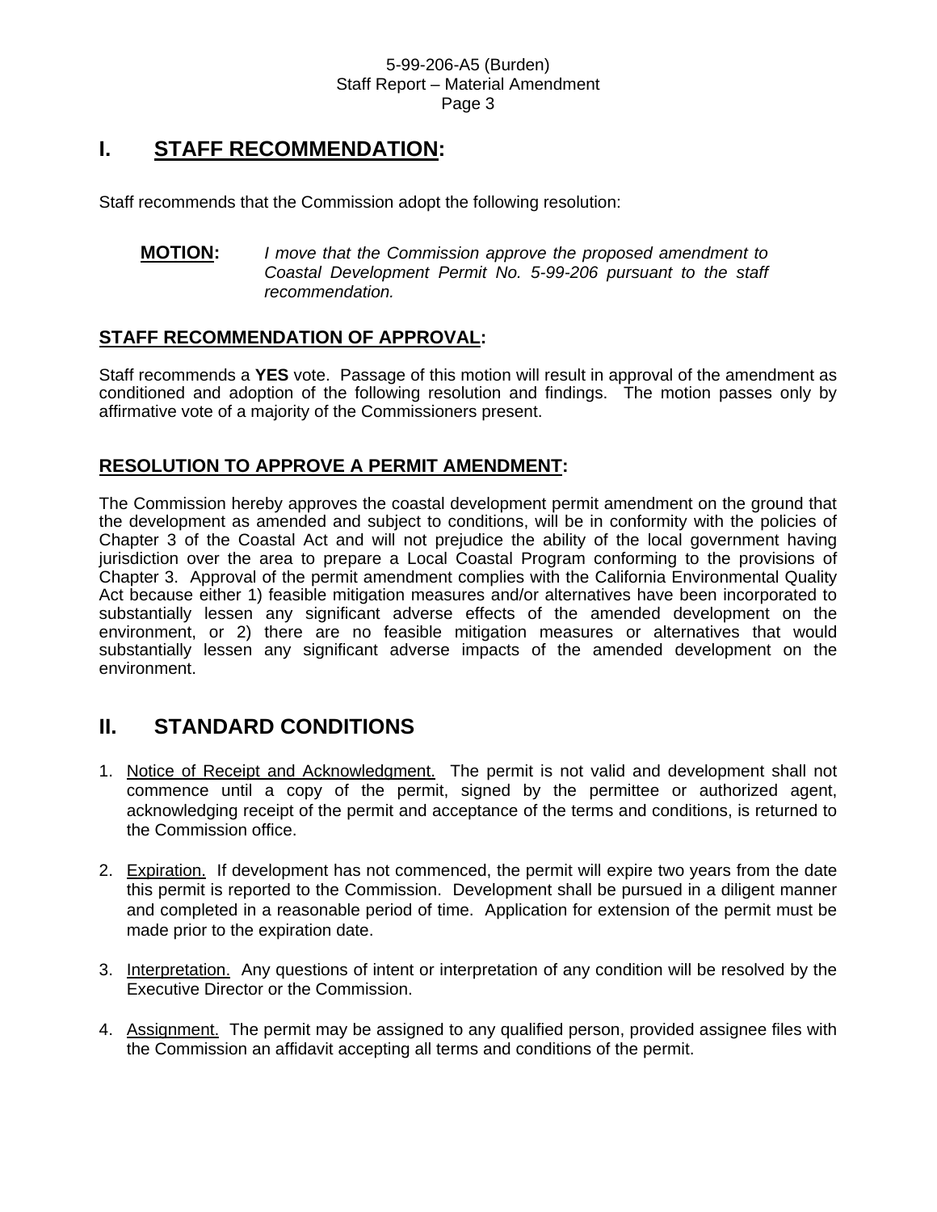## I. STAFF RECOMMENDATION:

Staff recommends that the Commission adopt the following resolution:

> **MOTION:** *I move that the Commission approve the proposed amendment to Coastal Development Permit No. 5-99-206 pursuant to the staff recommendation.*

### STAFF RECOMMENDATION OF APPROVAL:

Staff recommends a **YES** vote. Passage of this motion will result in approval of the amendment as conditioned and adoption of the following resolution and findings. The motion passes only by affirmative vote of a majority of the Commissioners present.

### RESOLUTION TO APPROVE A PERMIT AMENDMENT:

The Commission hereby approves the coastal development permit amendment on the ground that the development as amended and subject to conditions, will be in conformity with the policies of Chapter 3 of the Coastal Act and will not prejudice the ability of the local government having jurisdiction over the area to prepare a Local Coastal Program conforming to the provisions of Chapter 3. Approval of the permit amendment complies with the California Environmental Quality Act because either 1) feasible mitigation measures and/or alternatives have been incorporated to substantially lessen any significant adverse effects of the amended development on the environment, or 2) there are no feasible mitigation measures or alternatives that would substantially lessen any significant adverse impacts of the amended development on the environment.

## II. STANDARD CONDITIONS

1. Notice of Receipt and Acknowledgment. The permit is not valid and development shall not commence until a copy of the permit, signed by the permittee or authorized agent, acknowledging receipt of the permit and acceptance of the terms and conditions, is returned to the Commission office.

2. Expiration. If development has not commenced, the permit will expire two years from the date this permit is reported to the Commission. Development shall be pursued in a diligent manner and completed in a reasonable period of time. Application for extension of the permit must be made prior to the expiration date.

3. Interpretation. Any questions of intent or interpretation of any condition will be resolved by the Executive Director or the Commission.

4. Assignment. The permit may be assigned to any qualified person, provided assignee files with the Commission an affidavit accepting all terms and conditions of the permit.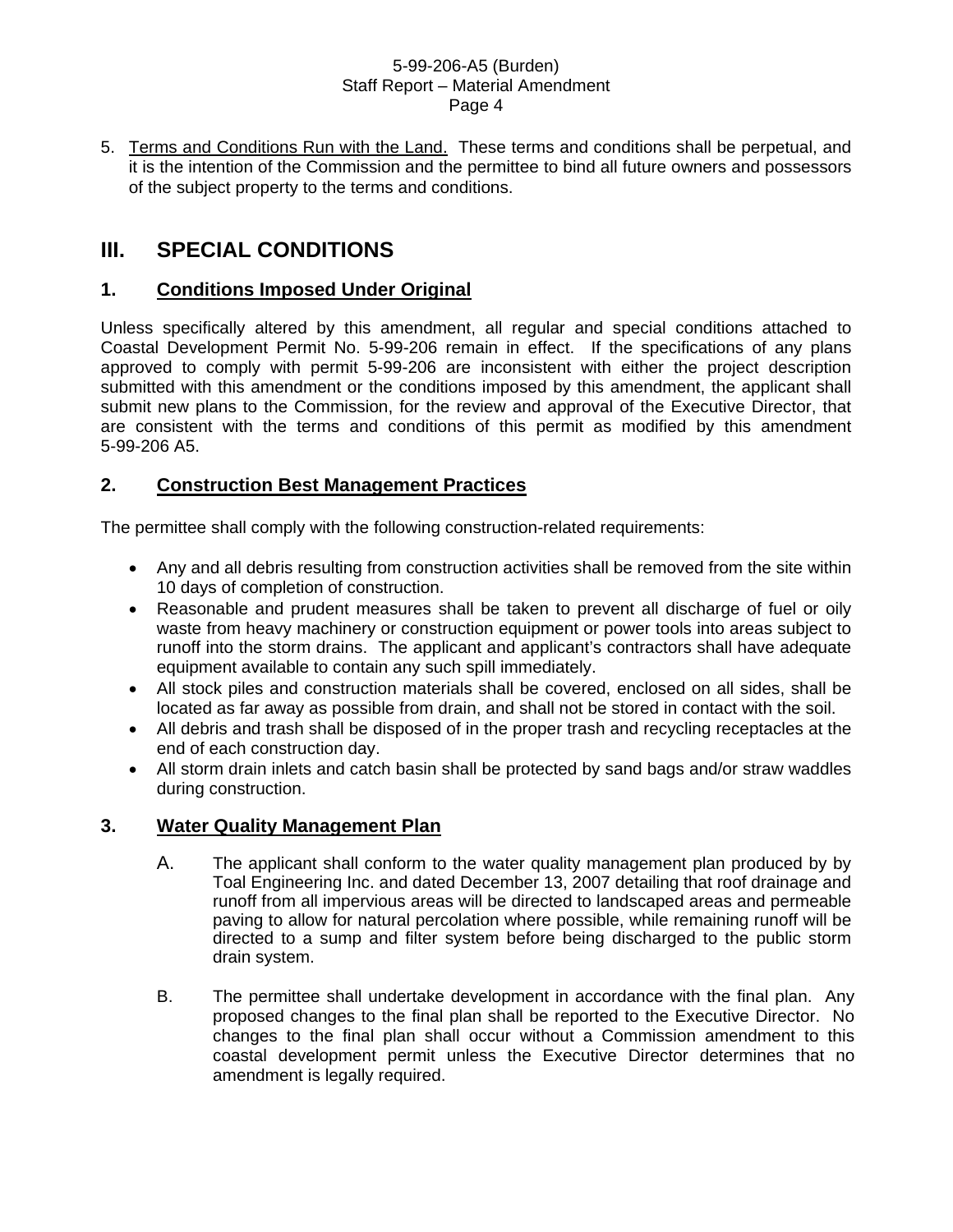5. Terms and Conditions Run with the Land. These terms and conditions shall be perpetual, and it is the intention of the Commission and the permittee to bind all future owners and possessors of the subject property to the terms and conditions.

# III. SPECIAL CONDITIONS

## 1. Conditions Imposed Under Original

Unless specifically altered by this amendment, all regular and special conditions attached to Coastal Development Permit No. 5-99-206 remain in effect. If the specifications of any plans approved to comply with permit 5-99-206 are inconsistent with either the project description submitted with this amendment or the conditions imposed by this amendment, the applicant shall submit new plans to the Commission, for the review and approval of the Executive Director, that are consistent with the terms and conditions of this permit as modified by this amendment 5-99-206 A5.

## 2. Construction Best Management Practices

The permittee shall comply with the following construction-related requirements:

- Any and all debris resulting from construction activities shall be removed from the site within 10 days of completion of construction.
- Reasonable and prudent measures shall be taken to prevent all discharge of fuel or oily waste from heavy machinery or construction equipment or power tools into areas subject to runoff into the storm drains. The applicant and applicant's contractors shall have adequate equipment available to contain any such spill immediately.
- All stock piles and construction materials shall be covered, enclosed on all sides, shall be located as far away as possible from drain, and shall not be stored in contact with the soil.
- All debris and trash shall be disposed of in the proper trash and recycling receptacles at the end of each construction day.
- All storm drain inlets and catch basin shall be protected by sand bags and/or straw waddles during construction.

## 3. Water Quality Management Plan

A. The applicant shall conform to the water quality management plan produced by by Toal Engineering Inc. and dated December 13, 2007 detailing that roof drainage and runoff from all impervious areas will be directed to landscaped areas and permeable paving to allow for natural percolation where possible, while remaining runoff will be directed to a sump and filter system before being discharged to the public storm drain system.

B. The permittee shall undertake development in accordance with the final plan. Any proposed changes to the final plan shall be reported to the Executive Director. No changes to the final plan shall occur without a Commission amendment to this coastal development permit unless the Executive Director determines that no amendment is legally required.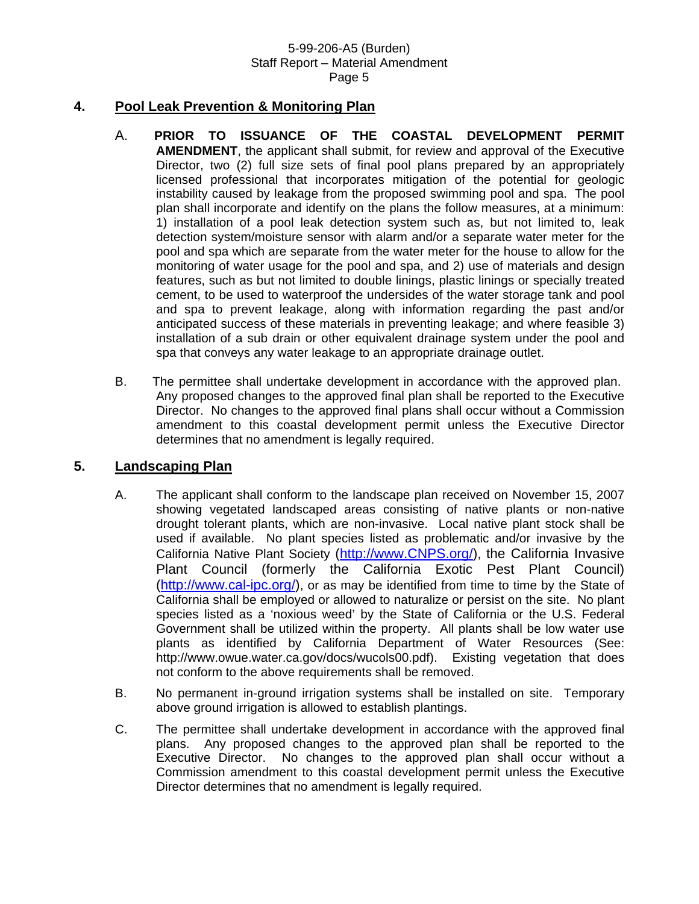## 4. Pool Leak Prevention & Monitoring Plan

A. **PRIOR TO ISSUANCE OF THE COASTAL DEVELOPMENT PERMIT AMENDMENT**, the applicant shall submit, for review and approval of the Executive Director, two (2) full size sets of final pool plans prepared by an appropriately licensed professional that incorporates mitigation of the potential for geologic instability caused by leakage from the proposed swimming pool and spa. The pool plan shall incorporate and identify on the plans the follow measures, at a minimum: 1) installation of a pool leak detection system such as, but not limited to, leak detection system/moisture sensor with alarm and/or a separate water meter for the pool and spa which are separate from the water meter for the house to allow for the monitoring of water usage for the pool and spa, and 2) use of materials and design features, such as but not limited to double linings, plastic linings or specially treated cement, to be used to waterproof the undersides of the water storage tank and pool and spa to prevent leakage, along with information regarding the past and/or anticipated success of these materials in preventing leakage; and where feasible 3) installation of a sub drain or other equivalent drainage system under the pool and spa that conveys any water leakage to an appropriate drainage outlet.

B. The permittee shall undertake development in accordance with the approved plan. Any proposed changes to the approved final plan shall be reported to the Executive Director. No changes to the approved final plans shall occur without a Commission amendment to this coastal development permit unless the Executive Director determines that no amendment is legally required.

## 5. Landscaping Plan

A. The applicant shall conform to the landscape plan received on November 15, 2007 showing vegetated landscaped areas consisting of native plants or non-native drought tolerant plants, which are non-invasive. Local native plant stock shall be used if available. No plant species listed as problematic and/or invasive by the California Native Plant Society (http://www.CNPS.org/), the California Invasive Plant Council (formerly the California Exotic Pest Plant Council) (http://www.cal-ipc.org/), or as may be identified from time to time by the State of California shall be employed or allowed to naturalize or persist on the site. No plant species listed as a 'noxious weed' by the State of California or the U.S. Federal Government shall be utilized within the property. All plants shall be low water use plants as identified by California Department of Water Resources (See: http://www.owue.water.ca.gov/docs/wucols00.pdf). Existing vegetation that does not conform to the above requirements shall be removed.

B. No permanent in-ground irrigation systems shall be installed on site. Temporary above ground irrigation is allowed to establish plantings.

C. The permittee shall undertake development in accordance with the approved final plans. Any proposed changes to the approved plan shall be reported to the Executive Director. No changes to the approved plan shall occur without a Commission amendment to this coastal development permit unless the Executive Director determines that no amendment is legally required.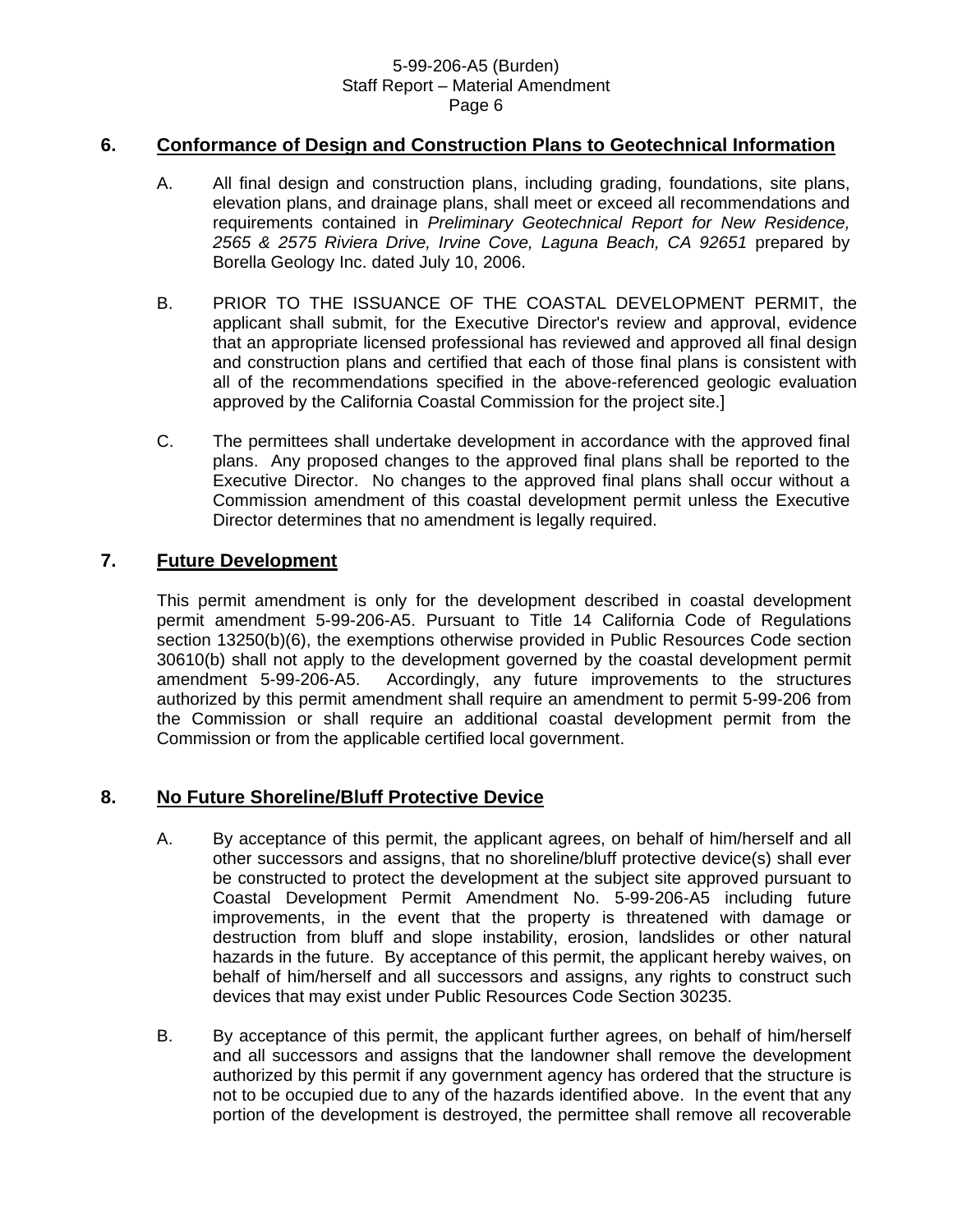## 6. Conformance of Design and Construction Plans to Geotechnical Information

A. All final design and construction plans, including grading, foundations, site plans, elevation plans, and drainage plans, shall meet or exceed all recommendations and requirements contained in *Preliminary Geotechnical Report for New Residence, 2565 & 2575 Riviera Drive, Irvine Cove, Laguna Beach, CA 92651* prepared by Borella Geology Inc. dated July 10, 2006.

B. PRIOR TO THE ISSUANCE OF THE COASTAL DEVELOPMENT PERMIT, the applicant shall submit, for the Executive Director's review and approval, evidence that an appropriate licensed professional has reviewed and approved all final design and construction plans and certified that each of those final plans is consistent with all of the recommendations specified in the above-referenced geologic evaluation approved by the California Coastal Commission for the project site.]

C. The permittees shall undertake development in accordance with the approved final plans. Any proposed changes to the approved final plans shall be reported to the Executive Director. No changes to the approved final plans shall occur without a Commission amendment of this coastal development permit unless the Executive Director determines that no amendment is legally required.

## 7. Future Development

This permit amendment is only for the development described in coastal development permit amendment 5-99-206-A5. Pursuant to Title 14 California Code of Regulations section 13250(b)(6), the exemptions otherwise provided in Public Resources Code section 30610(b) shall not apply to the development governed by the coastal development permit amendment 5-99-206-A5. Accordingly, any future improvements to the structures authorized by this permit amendment shall require an amendment to permit 5-99-206 from the Commission or shall require an additional coastal development permit from the Commission or from the applicable certified local government.

## 8. No Future Shoreline/Bluff Protective Device

A. By acceptance of this permit, the applicant agrees, on behalf of him/herself and all other successors and assigns, that no shoreline/bluff protective device(s) shall ever be constructed to protect the development at the subject site approved pursuant to Coastal Development Permit Amendment No. 5-99-206-A5 including future improvements, in the event that the property is threatened with damage or destruction from bluff and slope instability, erosion, landslides or other natural hazards in the future. By acceptance of this permit, the applicant hereby waives, on behalf of him/herself and all successors and assigns, any rights to construct such devices that may exist under Public Resources Code Section 30235.

B. By acceptance of this permit, the applicant further agrees, on behalf of him/herself and all successors and assigns that the landowner shall remove the development authorized by this permit if any government agency has ordered that the structure is not to be occupied due to any of the hazards identified above. In the event that any portion of the development is destroyed, the permittee shall remove all recoverable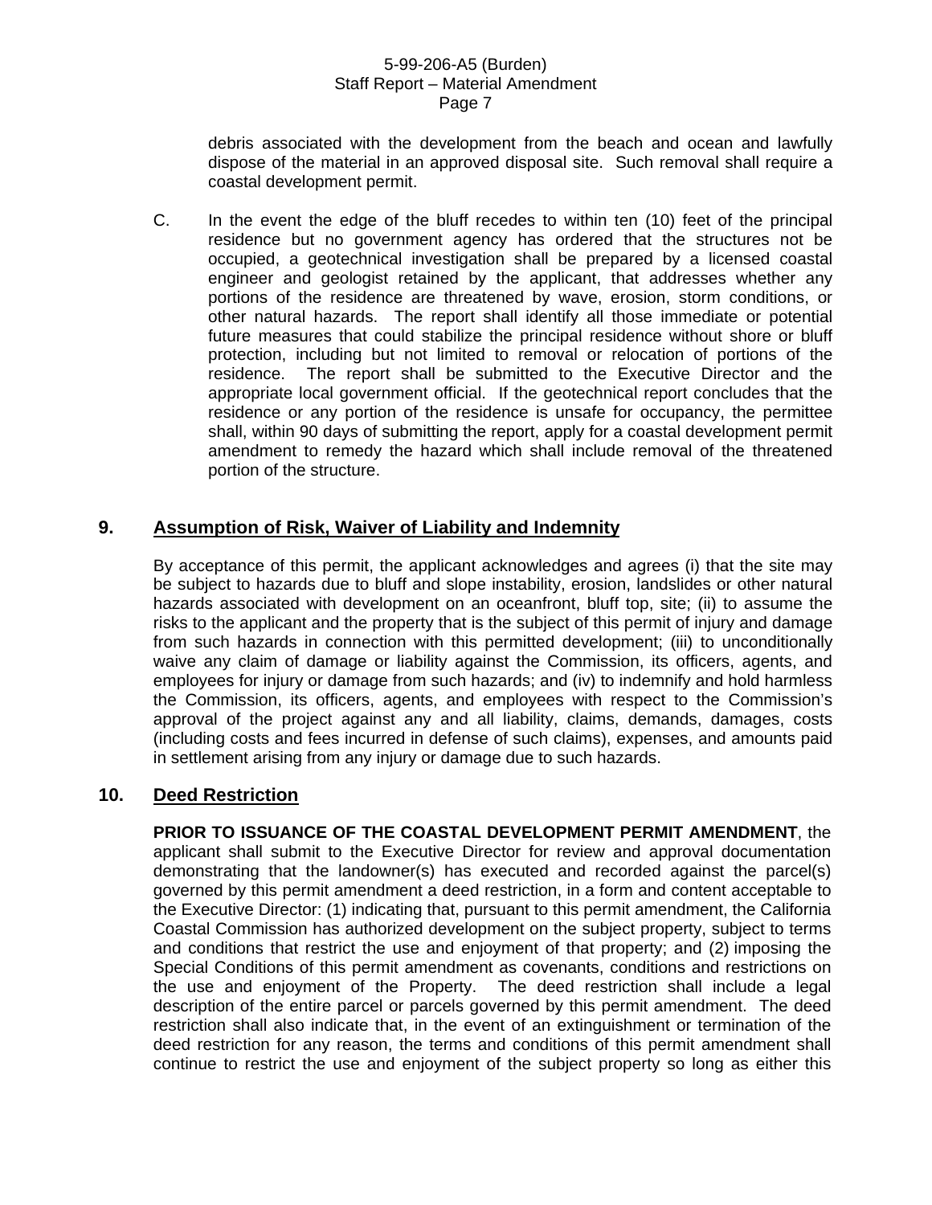debris associated with the development from the beach and ocean and lawfully dispose of the material in an approved disposal site. Such removal shall require a coastal development permit.

C. In the event the edge of the bluff recedes to within ten (10) feet of the principal residence but no government agency has ordered that the structures not be occupied, a geotechnical investigation shall be prepared by a licensed coastal engineer and geologist retained by the applicant, that addresses whether any portions of the residence are threatened by wave, erosion, storm conditions, or other natural hazards. The report shall identify all those immediate or potential future measures that could stabilize the principal residence without shore or bluff protection, including but not limited to removal or relocation of portions of the residence. The report shall be submitted to the Executive Director and the appropriate local government official. If the geotechnical report concludes that the residence or any portion of the residence is unsafe for occupancy, the permittee shall, within 90 days of submitting the report, apply for a coastal development permit amendment to remedy the hazard which shall include removal of the threatened portion of the structure.

## 9. Assumption of Risk, Waiver of Liability and Indemnity

By acceptance of this permit, the applicant acknowledges and agrees (i) that the site may be subject to hazards due to bluff and slope instability, erosion, landslides or other natural hazards associated with development on an oceanfront, bluff top, site; (ii) to assume the risks to the applicant and the property that is the subject of this permit of injury and damage from such hazards in connection with this permitted development; (iii) to unconditionally waive any claim of damage or liability against the Commission, its officers, agents, and employees for injury or damage from such hazards; and (iv) to indemnify and hold harmless the Commission, its officers, agents, and employees with respect to the Commission's approval of the project against any and all liability, claims, demands, damages, costs (including costs and fees incurred in defense of such claims), expenses, and amounts paid in settlement arising from any injury or damage due to such hazards.

## 10. Deed Restriction

**PRIOR TO ISSUANCE OF THE COASTAL DEVELOPMENT PERMIT AMENDMENT**, the applicant shall submit to the Executive Director for review and approval documentation demonstrating that the landowner(s) has executed and recorded against the parcel(s) governed by this permit amendment a deed restriction, in a form and content acceptable to the Executive Director: (1) indicating that, pursuant to this permit amendment, the California Coastal Commission has authorized development on the subject property, subject to terms and conditions that restrict the use and enjoyment of that property; and (2) imposing the Special Conditions of this permit amendment as covenants, conditions and restrictions on the use and enjoyment of the Property. The deed restriction shall include a legal description of the entire parcel or parcels governed by this permit amendment. The deed restriction shall also indicate that, in the event of an extinguishment or termination of the deed restriction for any reason, the terms and conditions of this permit amendment shall continue to restrict the use and enjoyment of the subject property so long as either this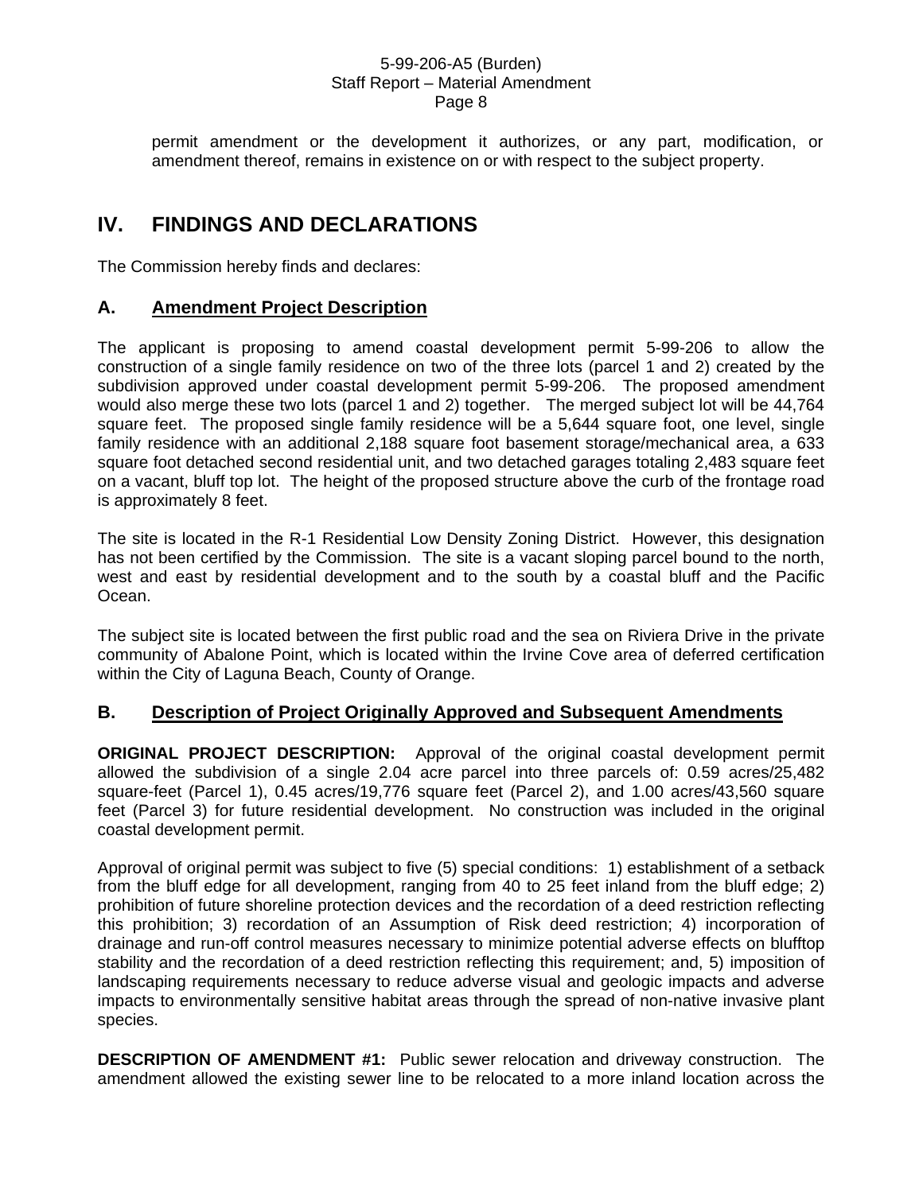permit amendment or the development it authorizes, or any part, modification, or amendment thereof, remains in existence on or with respect to the subject property.

# IV. FINDINGS AND DECLARATIONS

The Commission hereby finds and declares:

## A. Amendment Project Description

The applicant is proposing to amend coastal development permit 5-99-206 to allow the construction of a single family residence on two of the three lots (parcel 1 and 2) created by the subdivision approved under coastal development permit 5-99-206. The proposed amendment would also merge these two lots (parcel 1 and 2) together. The merged subject lot will be 44,764 square feet. The proposed single family residence will be a 5,644 square foot, one level, single family residence with an additional 2,188 square foot basement storage/mechanical area, a 633 square foot detached second residential unit, and two detached garages totaling 2,483 square feet on a vacant, bluff top lot. The height of the proposed structure above the curb of the frontage road is approximately 8 feet.

The site is located in the R-1 Residential Low Density Zoning District. However, this designation has not been certified by the Commission. The site is a vacant sloping parcel bound to the north, west and east by residential development and to the south by a coastal bluff and the Pacific Ocean.

The subject site is located between the first public road and the sea on Riviera Drive in the private community of Abalone Point, which is located within the Irvine Cove area of deferred certification within the City of Laguna Beach, County of Orange.

## B. Description of Project Originally Approved and Subsequent Amendments

**ORIGINAL PROJECT DESCRIPTION:** Approval of the original coastal development permit allowed the subdivision of a single 2.04 acre parcel into three parcels of: 0.59 acres/25,482 square-feet (Parcel 1), 0.45 acres/19,776 square feet (Parcel 2), and 1.00 acres/43,560 square feet (Parcel 3) for future residential development. No construction was included in the original coastal development permit.

Approval of original permit was subject to five (5) special conditions: 1) establishment of a setback from the bluff edge for all development, ranging from 40 to 25 feet inland from the bluff edge; 2) prohibition of future shoreline protection devices and the recordation of a deed restriction reflecting this prohibition; 3) recordation of an Assumption of Risk deed restriction; 4) incorporation of drainage and run-off control measures necessary to minimize potential adverse effects on blufftop stability and the recordation of a deed restriction reflecting this requirement; and, 5) imposition of landscaping requirements necessary to reduce adverse visual and geologic impacts and adverse impacts to environmentally sensitive habitat areas through the spread of non-native invasive plant species.

**DESCRIPTION OF AMENDMENT #1:** Public sewer relocation and driveway construction. The amendment allowed the existing sewer line to be relocated to a more inland location across the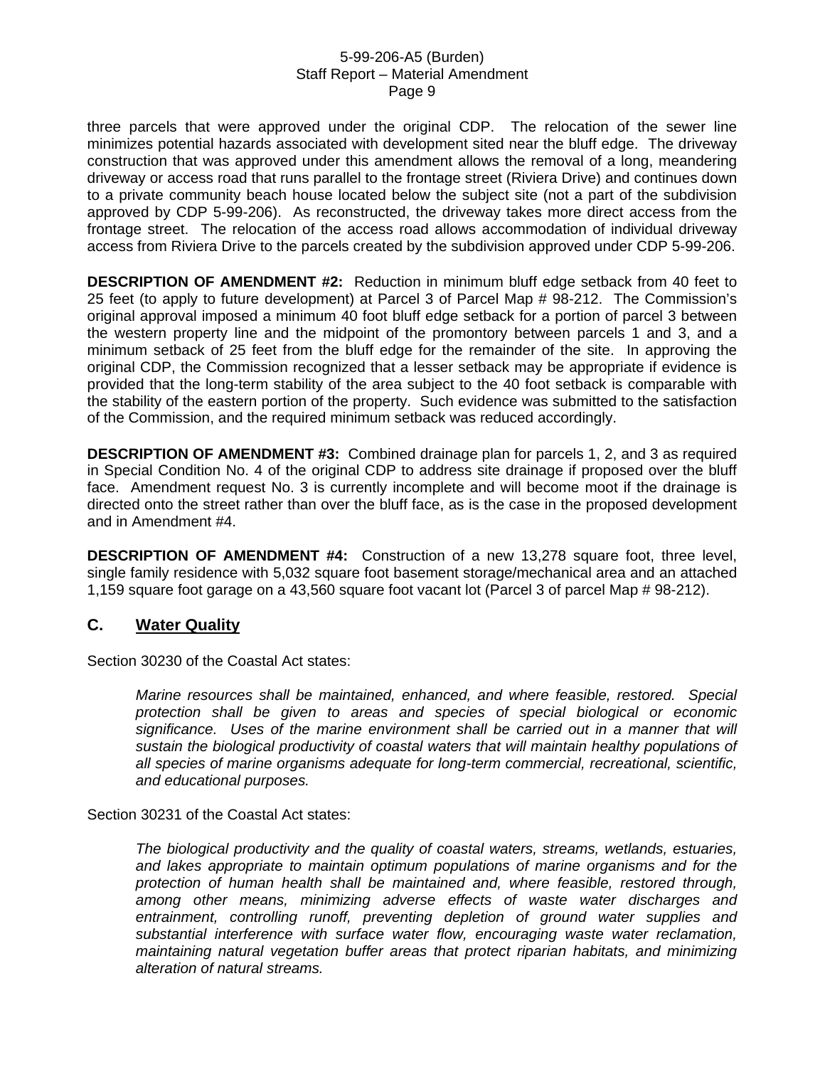three parcels that were approved under the original CDP. The relocation of the sewer line minimizes potential hazards associated with development sited near the bluff edge. The driveway construction that was approved under this amendment allows the removal of a long, meandering driveway or access road that runs parallel to the frontage street (Riviera Drive) and continues down to a private community beach house located below the subject site (not a part of the subdivision approved by CDP 5-99-206). As reconstructed, the driveway takes more direct access from the frontage street. The relocation of the access road allows accommodation of individual driveway access from Riviera Drive to the parcels created by the subdivision approved under CDP 5-99-206.

**DESCRIPTION OF AMENDMENT #2:** Reduction in minimum bluff edge setback from 40 feet to 25 feet (to apply to future development) at Parcel 3 of Parcel Map # 98-212. The Commission's original approval imposed a minimum 40 foot bluff edge setback for a portion of parcel 3 between the western property line and the midpoint of the promontory between parcels 1 and 3, and a minimum setback of 25 feet from the bluff edge for the remainder of the site. In approving the original CDP, the Commission recognized that a lesser setback may be appropriate if evidence is provided that the long-term stability of the area subject to the 40 foot setback is comparable with the stability of the eastern portion of the property. Such evidence was submitted to the satisfaction of the Commission, and the required minimum setback was reduced accordingly.

**DESCRIPTION OF AMENDMENT #3:** Combined drainage plan for parcels 1, 2, and 3 as required in Special Condition No. 4 of the original CDP to address site drainage if proposed over the bluff face. Amendment request No. 3 is currently incomplete and will become moot if the drainage is directed onto the street rather than over the bluff face, as is the case in the proposed development and in Amendment #4.

**DESCRIPTION OF AMENDMENT #4:** Construction of a new 13,278 square foot, three level, single family residence with 5,032 square foot basement storage/mechanical area and an attached 1,159 square foot garage on a 43,560 square foot vacant lot (Parcel 3 of parcel Map # 98-212).

## C. Water Quality

Section 30230 of the Coastal Act states:

> *Marine resources shall be maintained, enhanced, and where feasible, restored. Special protection shall be given to areas and species of special biological or economic significance. Uses of the marine environment shall be carried out in a manner that will sustain the biological productivity of coastal waters that will maintain healthy populations of all species of marine organisms adequate for long-term commercial, recreational, scientific, and educational purposes.*

Section 30231 of the Coastal Act states:

> *The biological productivity and the quality of coastal waters, streams, wetlands, estuaries, and lakes appropriate to maintain optimum populations of marine organisms and for the protection of human health shall be maintained and, where feasible, restored through, among other means, minimizing adverse effects of waste water discharges and entrainment, controlling runoff, preventing depletion of ground water supplies and substantial interference with surface water flow, encouraging waste water reclamation, maintaining natural vegetation buffer areas that protect riparian habitats, and minimizing alteration of natural streams.*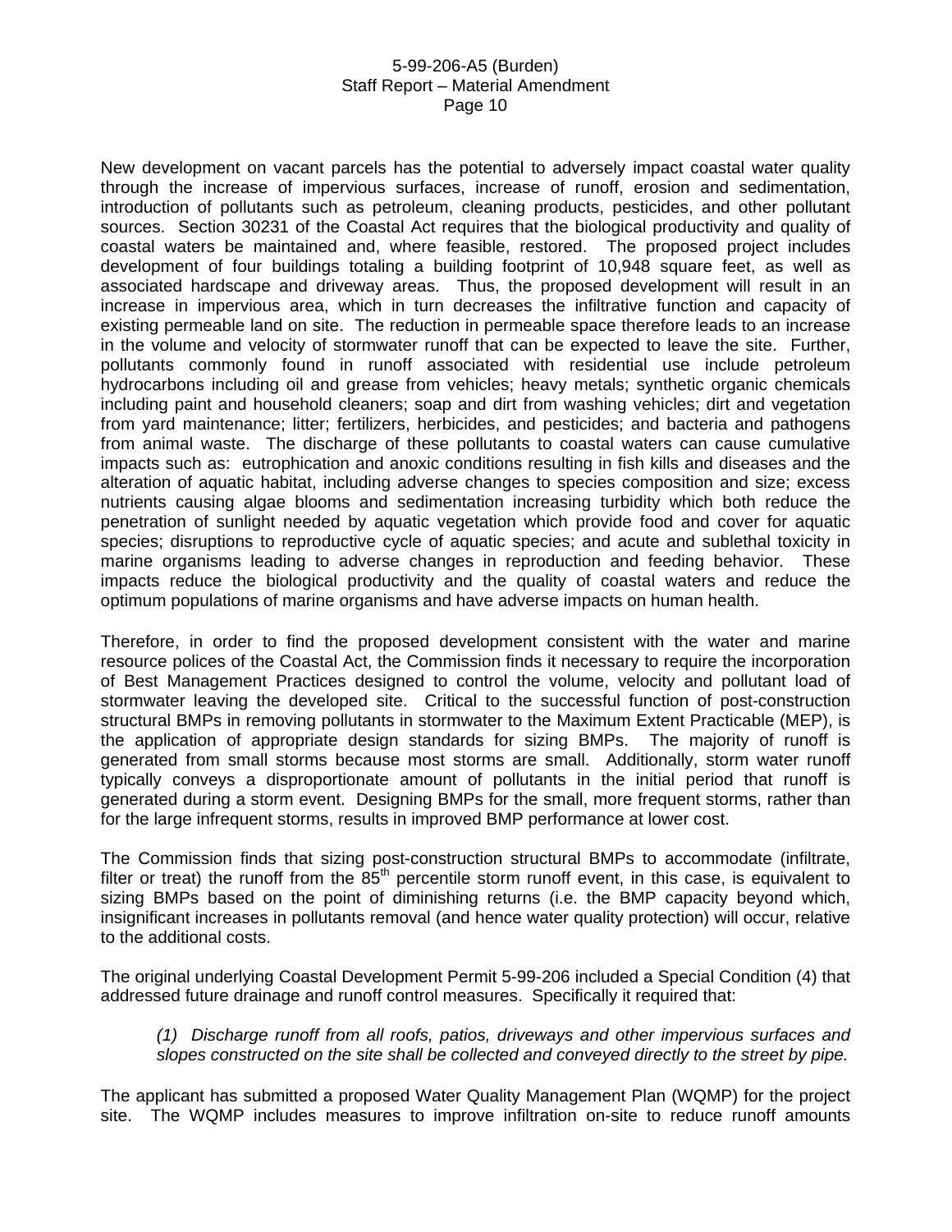New development on vacant parcels has the potential to adversely impact coastal water quality through the increase of impervious surfaces, increase of runoff, erosion and sedimentation, introduction of pollutants such as petroleum, cleaning products, pesticides, and other pollutant sources. Section 30231 of the Coastal Act requires that the biological productivity and quality of coastal waters be maintained and, where feasible, restored. The proposed project includes development of four buildings totaling a building footprint of 10,948 square feet, as well as associated hardscape and driveway areas. Thus, the proposed development will result in an increase in impervious area, which in turn decreases the infiltrative function and capacity of existing permeable land on site. The reduction in permeable space therefore leads to an increase in the volume and velocity of stormwater runoff that can be expected to leave the site. Further, pollutants commonly found in runoff associated with residential use include petroleum hydrocarbons including oil and grease from vehicles; heavy metals; synthetic organic chemicals including paint and household cleaners; soap and dirt from washing vehicles; dirt and vegetation from yard maintenance; litter; fertilizers, herbicides, and pesticides; and bacteria and pathogens from animal waste. The discharge of these pollutants to coastal waters can cause cumulative impacts such as: eutrophication and anoxic conditions resulting in fish kills and diseases and the alteration of aquatic habitat, including adverse changes to species composition and size; excess nutrients causing algae blooms and sedimentation increasing turbidity which both reduce the penetration of sunlight needed by aquatic vegetation which provide food and cover for aquatic species; disruptions to reproductive cycle of aquatic species; and acute and sublethal toxicity in marine organisms leading to adverse changes in reproduction and feeding behavior. These impacts reduce the biological productivity and the quality of coastal waters and reduce the optimum populations of marine organisms and have adverse impacts on human health.

Therefore, in order to find the proposed development consistent with the water and marine resource polices of the Coastal Act, the Commission finds it necessary to require the incorporation of Best Management Practices designed to control the volume, velocity and pollutant load of stormwater leaving the developed site. Critical to the successful function of post-construction structural BMPs in removing pollutants in stormwater to the Maximum Extent Practicable (MEP), is the application of appropriate design standards for sizing BMPs. The majority of runoff is generated from small storms because most storms are small. Additionally, storm water runoff typically conveys a disproportionate amount of pollutants in the initial period that runoff is generated during a storm event. Designing BMPs for the small, more frequent storms, rather than for the large infrequent storms, results in improved BMP performance at lower cost.

The Commission finds that sizing post-construction structural BMPs to accommodate (infiltrate, filter or treat) the runoff from the 85th percentile storm runoff event, in this case, is equivalent to sizing BMPs based on the point of diminishing returns (i.e. the BMP capacity beyond which, insignificant increases in pollutants removal (and hence water quality protection) will occur, relative to the additional costs.

The original underlying Coastal Development Permit 5-99-206 included a Special Condition (4) that addressed future drainage and runoff control measures. Specifically it required that:

> *(1) Discharge runoff from all roofs, patios, driveways and other impervious surfaces and slopes constructed on the site shall be collected and conveyed directly to the street by pipe.*

The applicant has submitted a proposed Water Quality Management Plan (WQMP) for the project site. The WQMP includes measures to improve infiltration on-site to reduce runoff amounts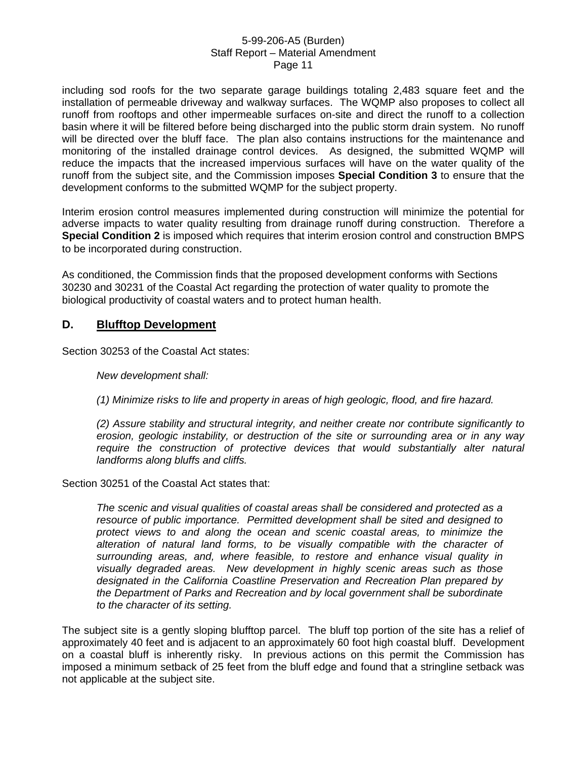including sod roofs for the two separate garage buildings totaling 2,483 square feet and the installation of permeable driveway and walkway surfaces. The WQMP also proposes to collect all runoff from rooftops and other impermeable surfaces on-site and direct the runoff to a collection basin where it will be filtered before being discharged into the public storm drain system. No runoff will be directed over the bluff face. The plan also contains instructions for the maintenance and monitoring of the installed drainage control devices. As designed, the submitted WQMP will reduce the impacts that the increased impervious surfaces will have on the water quality of the runoff from the subject site, and the Commission imposes **Special Condition 3** to ensure that the development conforms to the submitted WQMP for the subject property.

Interim erosion control measures implemented during construction will minimize the potential for adverse impacts to water quality resulting from drainage runoff during construction. Therefore a **Special Condition 2** is imposed which requires that interim erosion control and construction BMPS to be incorporated during construction.

As conditioned, the Commission finds that the proposed development conforms with Sections 30230 and 30231 of the Coastal Act regarding the protection of water quality to promote the biological productivity of coastal waters and to protect human health.

## D. Blufftop Development

Section 30253 of the Coastal Act states:

> *New development shall:*
>
> *(1) Minimize risks to life and property in areas of high geologic, flood, and fire hazard.*
>
> *(2) Assure stability and structural integrity, and neither create nor contribute significantly to erosion, geologic instability, or destruction of the site or surrounding area or in any way require the construction of protective devices that would substantially alter natural landforms along bluffs and cliffs.*

Section 30251 of the Coastal Act states that:

> *The scenic and visual qualities of coastal areas shall be considered and protected as a resource of public importance. Permitted development shall be sited and designed to protect views to and along the ocean and scenic coastal areas, to minimize the alteration of natural land forms, to be visually compatible with the character of surrounding areas, and, where feasible, to restore and enhance visual quality in visually degraded areas. New development in highly scenic areas such as those designated in the California Coastline Preservation and Recreation Plan prepared by the Department of Parks and Recreation and by local government shall be subordinate to the character of its setting.*

The subject site is a gently sloping blufftop parcel. The bluff top portion of the site has a relief of approximately 40 feet and is adjacent to an approximately 60 foot high coastal bluff. Development on a coastal bluff is inherently risky. In previous actions on this permit the Commission has imposed a minimum setback of 25 feet from the bluff edge and found that a stringline setback was not applicable at the subject site.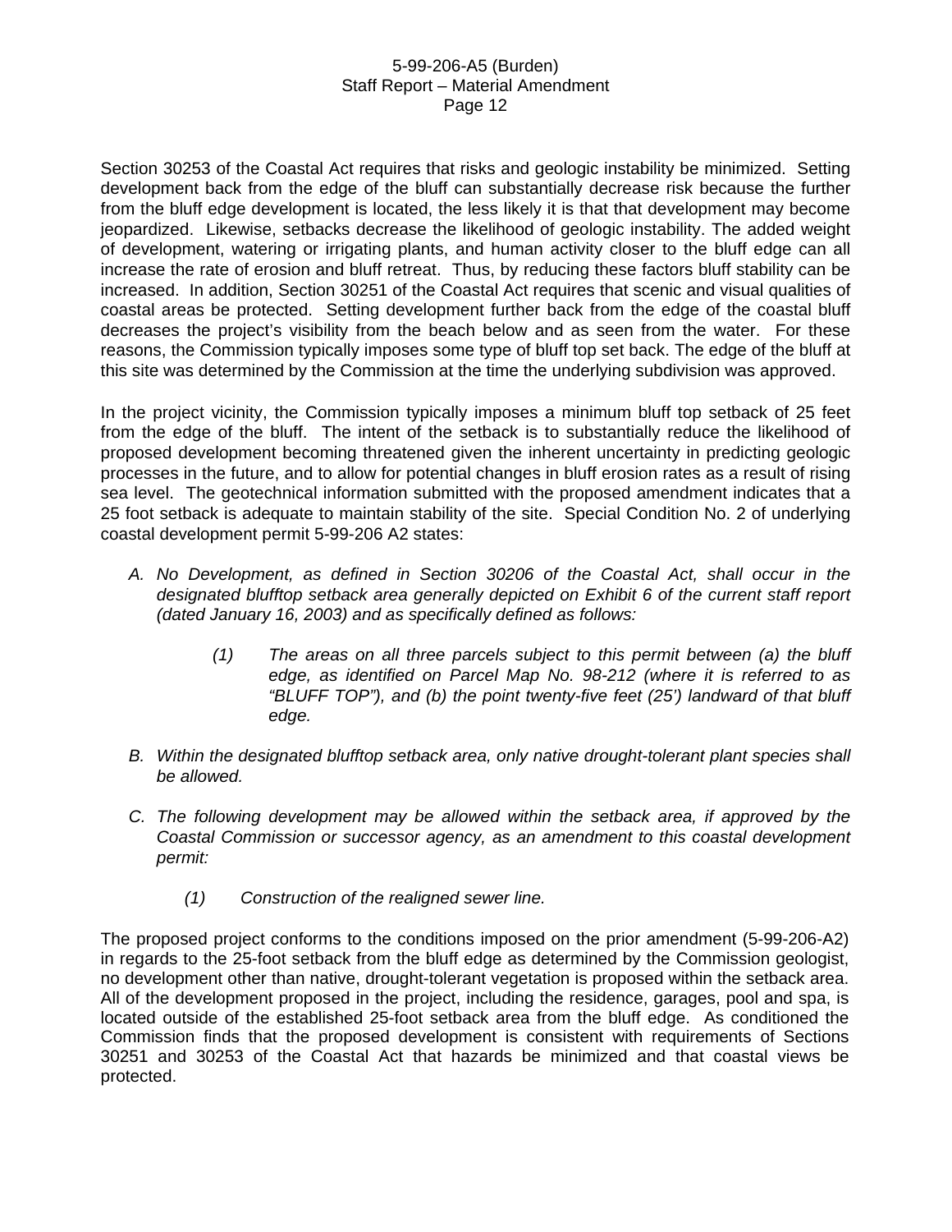Section 30253 of the Coastal Act requires that risks and geologic instability be minimized. Setting development back from the edge of the bluff can substantially decrease risk because the further from the bluff edge development is located, the less likely it is that that development may become jeopardized. Likewise, setbacks decrease the likelihood of geologic instability. The added weight of development, watering or irrigating plants, and human activity closer to the bluff edge can all increase the rate of erosion and bluff retreat. Thus, by reducing these factors bluff stability can be increased. In addition, Section 30251 of the Coastal Act requires that scenic and visual qualities of coastal areas be protected. Setting development further back from the edge of the coastal bluff decreases the project's visibility from the beach below and as seen from the water. For these reasons, the Commission typically imposes some type of bluff top set back. The edge of the bluff at this site was determined by the Commission at the time the underlying subdivision was approved.

In the project vicinity, the Commission typically imposes a minimum bluff top setback of 25 feet from the edge of the bluff. The intent of the setback is to substantially reduce the likelihood of proposed development becoming threatened given the inherent uncertainty in predicting geologic processes in the future, and to allow for potential changes in bluff erosion rates as a result of rising sea level. The geotechnical information submitted with the proposed amendment indicates that a 25 foot setback is adequate to maintain stability of the site. Special Condition No. 2 of underlying coastal development permit 5-99-206 A2 states:

> A. *No Development, as defined in Section 30206 of the Coastal Act, shall occur in the designated blufftop setback area generally depicted on Exhibit 6 of the current staff report (dated January 16, 2003) and as specifically defined as follows:*
>
> > (1) *The areas on all three parcels subject to this permit between (a) the bluff edge, as identified on Parcel Map No. 98-212 (where it is referred to as "BLUFF TOP"), and (b) the point twenty-five feet (25') landward of that bluff edge.*
>
> B. *Within the designated blufftop setback area, only native drought-tolerant plant species shall be allowed.*
>
> C. *The following development may be allowed within the setback area, if approved by the Coastal Commission or successor agency, as an amendment to this coastal development permit:*
>
> > (1) *Construction of the realigned sewer line.*

The proposed project conforms to the conditions imposed on the prior amendment (5-99-206-A2) in regards to the 25-foot setback from the bluff edge as determined by the Commission geologist, no development other than native, drought-tolerant vegetation is proposed within the setback area. All of the development proposed in the project, including the residence, garages, pool and spa, is located outside of the established 25-foot setback area from the bluff edge. As conditioned the Commission finds that the proposed development is consistent with requirements of Sections 30251 and 30253 of the Coastal Act that hazards be minimized and that coastal views be protected.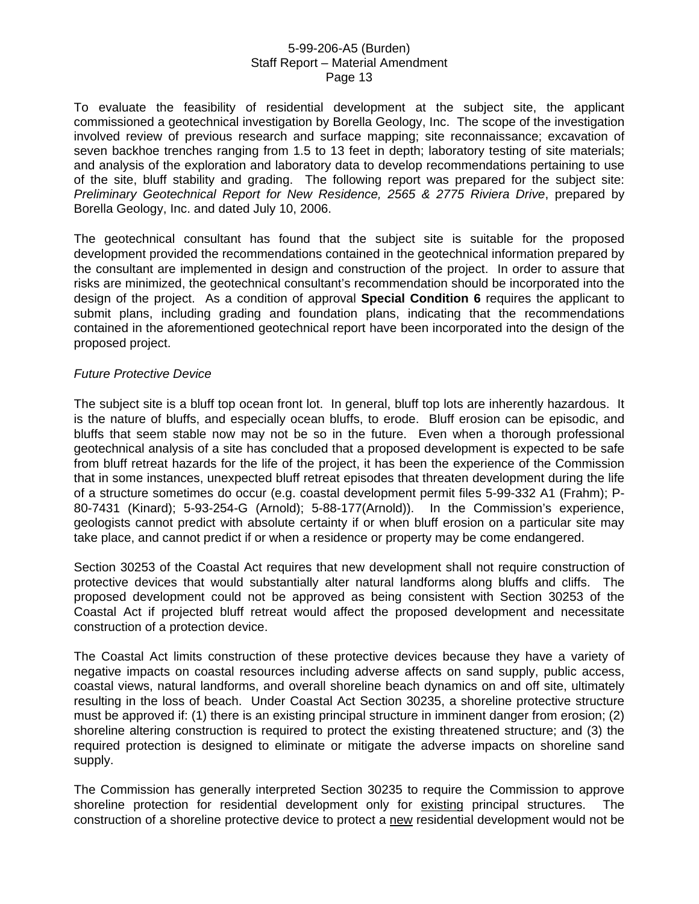To evaluate the feasibility of residential development at the subject site, the applicant commissioned a geotechnical investigation by Borella Geology, Inc. The scope of the investigation involved review of previous research and surface mapping; site reconnaissance; excavation of seven backhoe trenches ranging from 1.5 to 13 feet in depth; laboratory testing of site materials; and analysis of the exploration and laboratory data to develop recommendations pertaining to use of the site, bluff stability and grading. The following report was prepared for the subject site: *Preliminary Geotechnical Report for New Residence, 2565 & 2775 Riviera Drive*, prepared by Borella Geology, Inc. and dated July 10, 2006.

The geotechnical consultant has found that the subject site is suitable for the proposed development provided the recommendations contained in the geotechnical information prepared by the consultant are implemented in design and construction of the project. In order to assure that risks are minimized, the geotechnical consultant's recommendation should be incorporated into the design of the project. As a condition of approval **Special Condition 6** requires the applicant to submit plans, including grading and foundation plans, indicating that the recommendations contained in the aforementioned geotechnical report have been incorporated into the design of the proposed project.

*Future Protective Device*

The subject site is a bluff top ocean front lot. In general, bluff top lots are inherently hazardous. It is the nature of bluffs, and especially ocean bluffs, to erode. Bluff erosion can be episodic, and bluffs that seem stable now may not be so in the future. Even when a thorough professional geotechnical analysis of a site has concluded that a proposed development is expected to be safe from bluff retreat hazards for the life of the project, it has been the experience of the Commission that in some instances, unexpected bluff retreat episodes that threaten development during the life of a structure sometimes do occur (e.g. coastal development permit files 5-99-332 A1 (Frahm); P-80-7431 (Kinard); 5-93-254-G (Arnold); 5-88-177(Arnold)). In the Commission's experience, geologists cannot predict with absolute certainty if or when bluff erosion on a particular site may take place, and cannot predict if or when a residence or property may be come endangered.

Section 30253 of the Coastal Act requires that new development shall not require construction of protective devices that would substantially alter natural landforms along bluffs and cliffs. The proposed development could not be approved as being consistent with Section 30253 of the Coastal Act if projected bluff retreat would affect the proposed development and necessitate construction of a protection device.

The Coastal Act limits construction of these protective devices because they have a variety of negative impacts on coastal resources including adverse affects on sand supply, public access, coastal views, natural landforms, and overall shoreline beach dynamics on and off site, ultimately resulting in the loss of beach. Under Coastal Act Section 30235, a shoreline protective structure must be approved if: (1) there is an existing principal structure in imminent danger from erosion; (2) shoreline altering construction is required to protect the existing threatened structure; and (3) the required protection is designed to eliminate or mitigate the adverse impacts on shoreline sand supply.

The Commission has generally interpreted Section 30235 to require the Commission to approve shoreline protection for residential development only for <u>existing</u> principal structures. The construction of a shoreline protective device to protect a <u>new</u> residential development would not be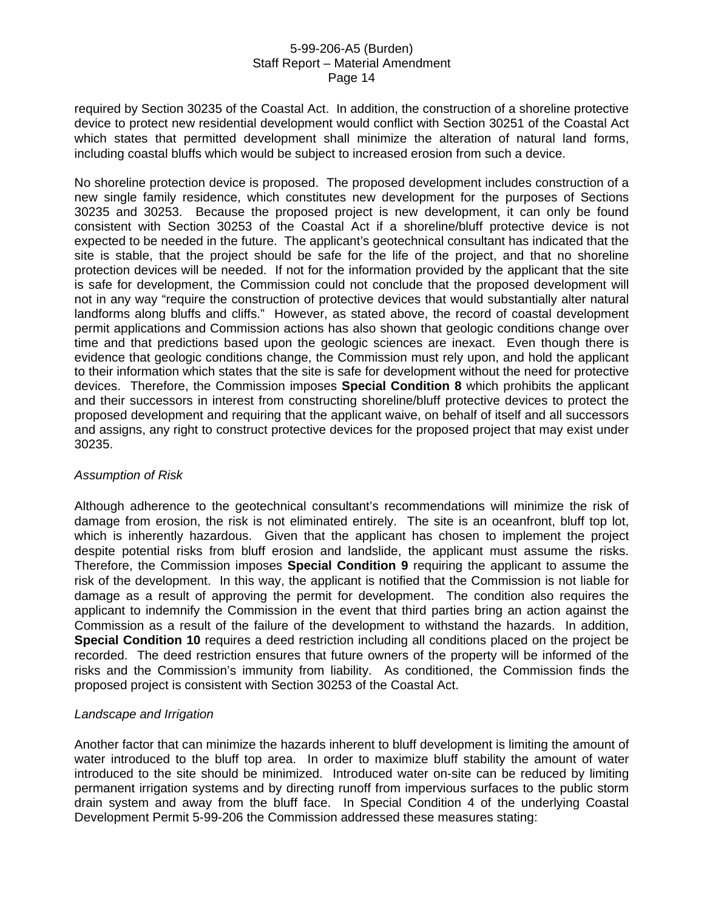required by Section 30235 of the Coastal Act. In addition, the construction of a shoreline protective device to protect new residential development would conflict with Section 30251 of the Coastal Act which states that permitted development shall minimize the alteration of natural land forms, including coastal bluffs which would be subject to increased erosion from such a device.

No shoreline protection device is proposed. The proposed development includes construction of a new single family residence, which constitutes new development for the purposes of Sections 30235 and 30253. Because the proposed project is new development, it can only be found consistent with Section 30253 of the Coastal Act if a shoreline/bluff protective device is not expected to be needed in the future. The applicant's geotechnical consultant has indicated that the site is stable, that the project should be safe for the life of the project, and that no shoreline protection devices will be needed. If not for the information provided by the applicant that the site is safe for development, the Commission could not conclude that the proposed development will not in any way "require the construction of protective devices that would substantially alter natural landforms along bluffs and cliffs." However, as stated above, the record of coastal development permit applications and Commission actions has also shown that geologic conditions change over time and that predictions based upon the geologic sciences are inexact. Even though there is evidence that geologic conditions change, the Commission must rely upon, and hold the applicant to their information which states that the site is safe for development without the need for protective devices. Therefore, the Commission imposes **Special Condition 8** which prohibits the applicant and their successors in interest from constructing shoreline/bluff protective devices to protect the proposed development and requiring that the applicant waive, on behalf of itself and all successors and assigns, any right to construct protective devices for the proposed project that may exist under 30235.

*Assumption of Risk*

Although adherence to the geotechnical consultant's recommendations will minimize the risk of damage from erosion, the risk is not eliminated entirely. The site is an oceanfront, bluff top lot, which is inherently hazardous. Given that the applicant has chosen to implement the project despite potential risks from bluff erosion and landslide, the applicant must assume the risks. Therefore, the Commission imposes **Special Condition 9** requiring the applicant to assume the risk of the development. In this way, the applicant is notified that the Commission is not liable for damage as a result of approving the permit for development. The condition also requires the applicant to indemnify the Commission in the event that third parties bring an action against the Commission as a result of the failure of the development to withstand the hazards. In addition, **Special Condition 10** requires a deed restriction including all conditions placed on the project be recorded. The deed restriction ensures that future owners of the property will be informed of the risks and the Commission's immunity from liability. As conditioned, the Commission finds the proposed project is consistent with Section 30253 of the Coastal Act.

*Landscape and Irrigation*

Another factor that can minimize the hazards inherent to bluff development is limiting the amount of water introduced to the bluff top area. In order to maximize bluff stability the amount of water introduced to the site should be minimized. Introduced water on-site can be reduced by limiting permanent irrigation systems and by directing runoff from impervious surfaces to the public storm drain system and away from the bluff face. In Special Condition 4 of the underlying Coastal Development Permit 5-99-206 the Commission addressed these measures stating: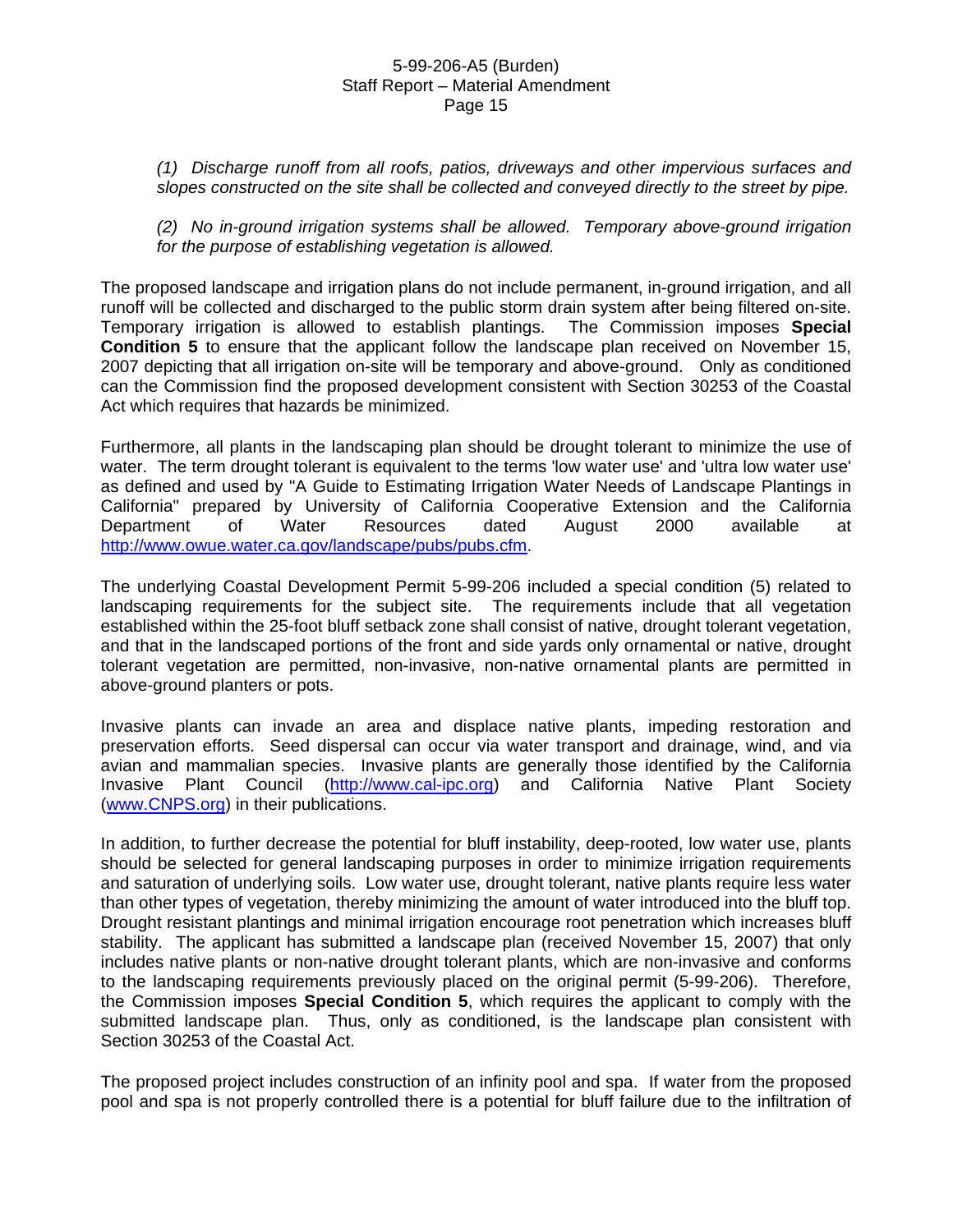*(1) Discharge runoff from all roofs, patios, driveways and other impervious surfaces and slopes constructed on the site shall be collected and conveyed directly to the street by pipe.*

*(2) No in-ground irrigation systems shall be allowed. Temporary above-ground irrigation for the purpose of establishing vegetation is allowed.*

The proposed landscape and irrigation plans do not include permanent, in-ground irrigation, and all runoff will be collected and discharged to the public storm drain system after being filtered on-site. Temporary irrigation is allowed to establish plantings. The Commission imposes **Special Condition 5** to ensure that the applicant follow the landscape plan received on November 15, 2007 depicting that all irrigation on-site will be temporary and above-ground. Only as conditioned can the Commission find the proposed development consistent with Section 30253 of the Coastal Act which requires that hazards be minimized.

Furthermore, all plants in the landscaping plan should be drought tolerant to minimize the use of water. The term drought tolerant is equivalent to the terms 'low water use' and 'ultra low water use' as defined and used by "A Guide to Estimating Irrigation Water Needs of Landscape Plantings in California" prepared by University of California Cooperative Extension and the California Department of Water Resources dated August 2000 available at http://www.owue.water.ca.gov/landscape/pubs/pubs.cfm.

The underlying Coastal Development Permit 5-99-206 included a special condition (5) related to landscaping requirements for the subject site. The requirements include that all vegetation established within the 25-foot bluff setback zone shall consist of native, drought tolerant vegetation, and that in the landscaped portions of the front and side yards only ornamental or native, drought tolerant vegetation are permitted, non-invasive, non-native ornamental plants are permitted in above-ground planters or pots.

Invasive plants can invade an area and displace native plants, impeding restoration and preservation efforts. Seed dispersal can occur via water transport and drainage, wind, and via avian and mammalian species. Invasive plants are generally those identified by the California Invasive Plant Council (http://www.cal-ipc.org) and California Native Plant Society (www.CNPS.org) in their publications.

In addition, to further decrease the potential for bluff instability, deep-rooted, low water use, plants should be selected for general landscaping purposes in order to minimize irrigation requirements and saturation of underlying soils. Low water use, drought tolerant, native plants require less water than other types of vegetation, thereby minimizing the amount of water introduced into the bluff top. Drought resistant plantings and minimal irrigation encourage root penetration which increases bluff stability. The applicant has submitted a landscape plan (received November 15, 2007) that only includes native plants or non-native drought tolerant plants, which are non-invasive and conforms to the landscaping requirements previously placed on the original permit (5-99-206). Therefore, the Commission imposes **Special Condition 5**, which requires the applicant to comply with the submitted landscape plan. Thus, only as conditioned, is the landscape plan consistent with Section 30253 of the Coastal Act.

The proposed project includes construction of an infinity pool and spa. If water from the proposed pool and spa is not properly controlled there is a potential for bluff failure due to the infiltration of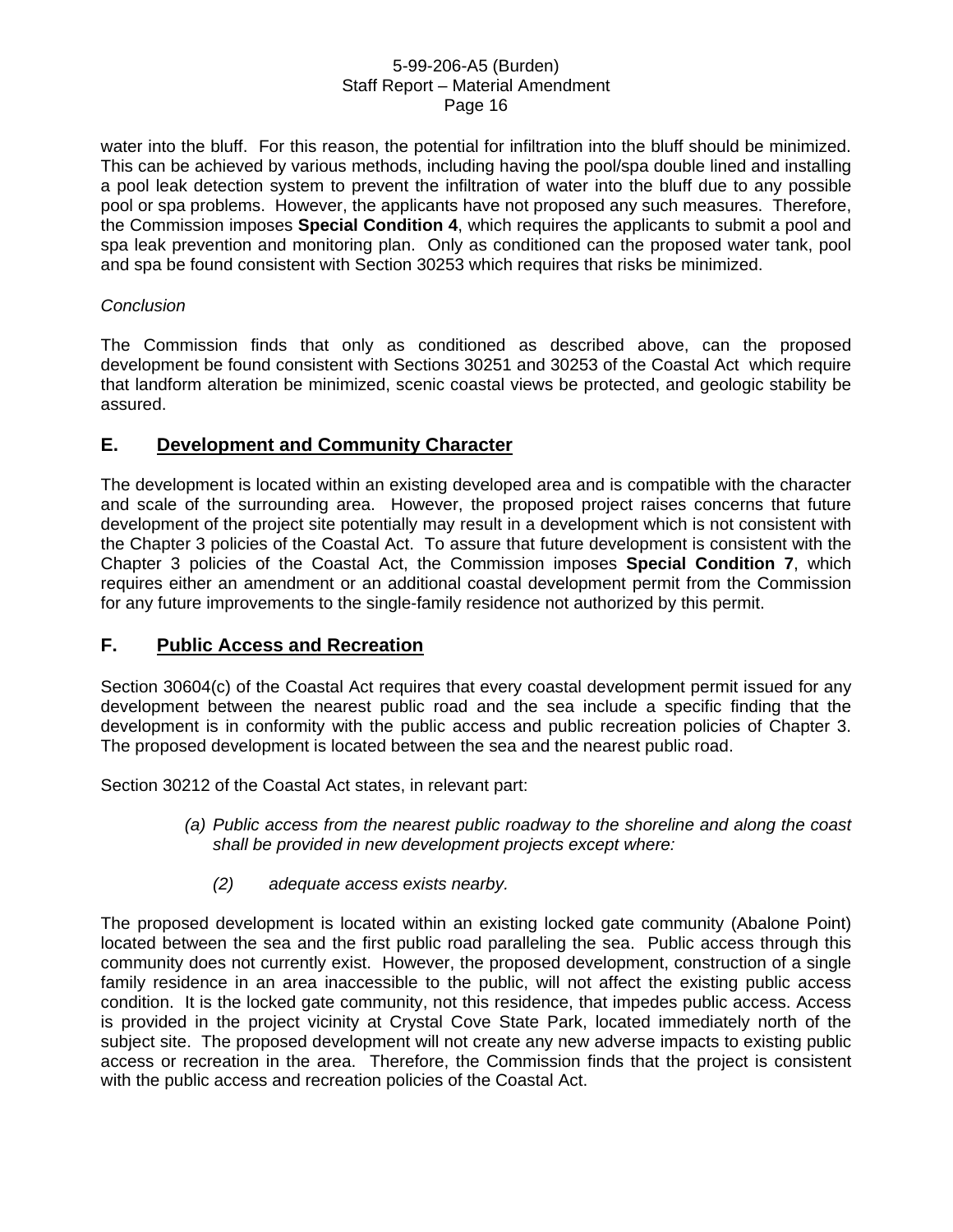water into the bluff. For this reason, the potential for infiltration into the bluff should be minimized. This can be achieved by various methods, including having the pool/spa double lined and installing a pool leak detection system to prevent the infiltration of water into the bluff due to any possible pool or spa problems. However, the applicants have not proposed any such measures. Therefore, the Commission imposes **Special Condition 4**, which requires the applicants to submit a pool and spa leak prevention and monitoring plan. Only as conditioned can the proposed water tank, pool and spa be found consistent with Section 30253 which requires that risks be minimized.

*Conclusion*

The Commission finds that only as conditioned as described above, can the proposed development be found consistent with Sections 30251 and 30253 of the Coastal Act which require that landform alteration be minimized, scenic coastal views be protected, and geologic stability be assured.

## E. Development and Community Character

The development is located within an existing developed area and is compatible with the character and scale of the surrounding area. However, the proposed project raises concerns that future development of the project site potentially may result in a development which is not consistent with the Chapter 3 policies of the Coastal Act. To assure that future development is consistent with the Chapter 3 policies of the Coastal Act, the Commission imposes **Special Condition 7**, which requires either an amendment or an additional coastal development permit from the Commission for any future improvements to the single-family residence not authorized by this permit.

## F. Public Access and Recreation

Section 30604(c) of the Coastal Act requires that every coastal development permit issued for any development between the nearest public road and the sea include a specific finding that the development is in conformity with the public access and public recreation policies of Chapter 3. The proposed development is located between the sea and the nearest public road.

Section 30212 of the Coastal Act states, in relevant part:

> *(a) Public access from the nearest public roadway to the shoreline and along the coast shall be provided in new development projects except where:*
>
> *(2) adequate access exists nearby.*

The proposed development is located within an existing locked gate community (Abalone Point) located between the sea and the first public road paralleling the sea. Public access through this community does not currently exist. However, the proposed development, construction of a single family residence in an area inaccessible to the public, will not affect the existing public access condition. It is the locked gate community, not this residence, that impedes public access. Access is provided in the project vicinity at Crystal Cove State Park, located immediately north of the subject site. The proposed development will not create any new adverse impacts to existing public access or recreation in the area. Therefore, the Commission finds that the project is consistent with the public access and recreation policies of the Coastal Act.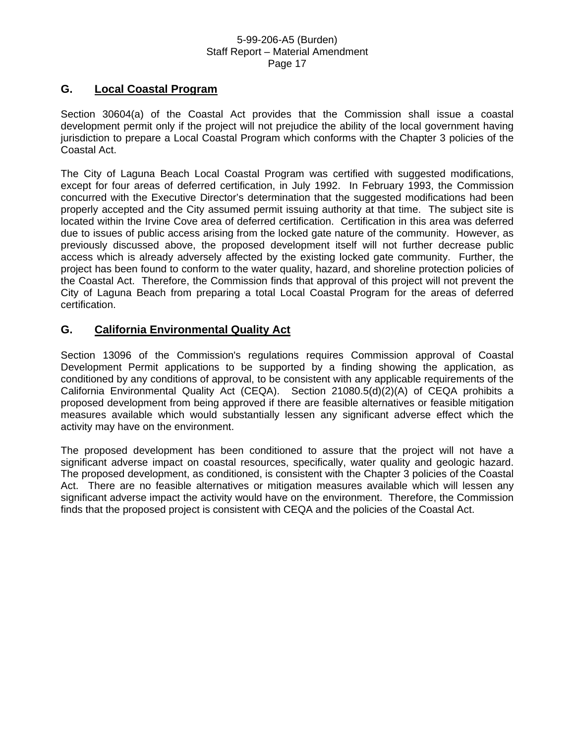## G. Local Coastal Program

Section 30604(a) of the Coastal Act provides that the Commission shall issue a coastal development permit only if the project will not prejudice the ability of the local government having jurisdiction to prepare a Local Coastal Program which conforms with the Chapter 3 policies of the Coastal Act.

The City of Laguna Beach Local Coastal Program was certified with suggested modifications, except for four areas of deferred certification, in July 1992. In February 1993, the Commission concurred with the Executive Director's determination that the suggested modifications had been properly accepted and the City assumed permit issuing authority at that time. The subject site is located within the Irvine Cove area of deferred certification. Certification in this area was deferred due to issues of public access arising from the locked gate nature of the community. However, as previously discussed above, the proposed development itself will not further decrease public access which is already adversely affected by the existing locked gate community. Further, the project has been found to conform to the water quality, hazard, and shoreline protection policies of the Coastal Act. Therefore, the Commission finds that approval of this project will not prevent the City of Laguna Beach from preparing a total Local Coastal Program for the areas of deferred certification.

## G. California Environmental Quality Act

Section 13096 of the Commission's regulations requires Commission approval of Coastal Development Permit applications to be supported by a finding showing the application, as conditioned by any conditions of approval, to be consistent with any applicable requirements of the California Environmental Quality Act (CEQA). Section 21080.5(d)(2)(A) of CEQA prohibits a proposed development from being approved if there are feasible alternatives or feasible mitigation measures available which would substantially lessen any significant adverse effect which the activity may have on the environment.

The proposed development has been conditioned to assure that the project will not have a significant adverse impact on coastal resources, specifically, water quality and geologic hazard. The proposed development, as conditioned, is consistent with the Chapter 3 policies of the Coastal Act. There are no feasible alternatives or mitigation measures available which will lessen any significant adverse impact the activity would have on the environment. Therefore, the Commission finds that the proposed project is consistent with CEQA and the policies of the Coastal Act.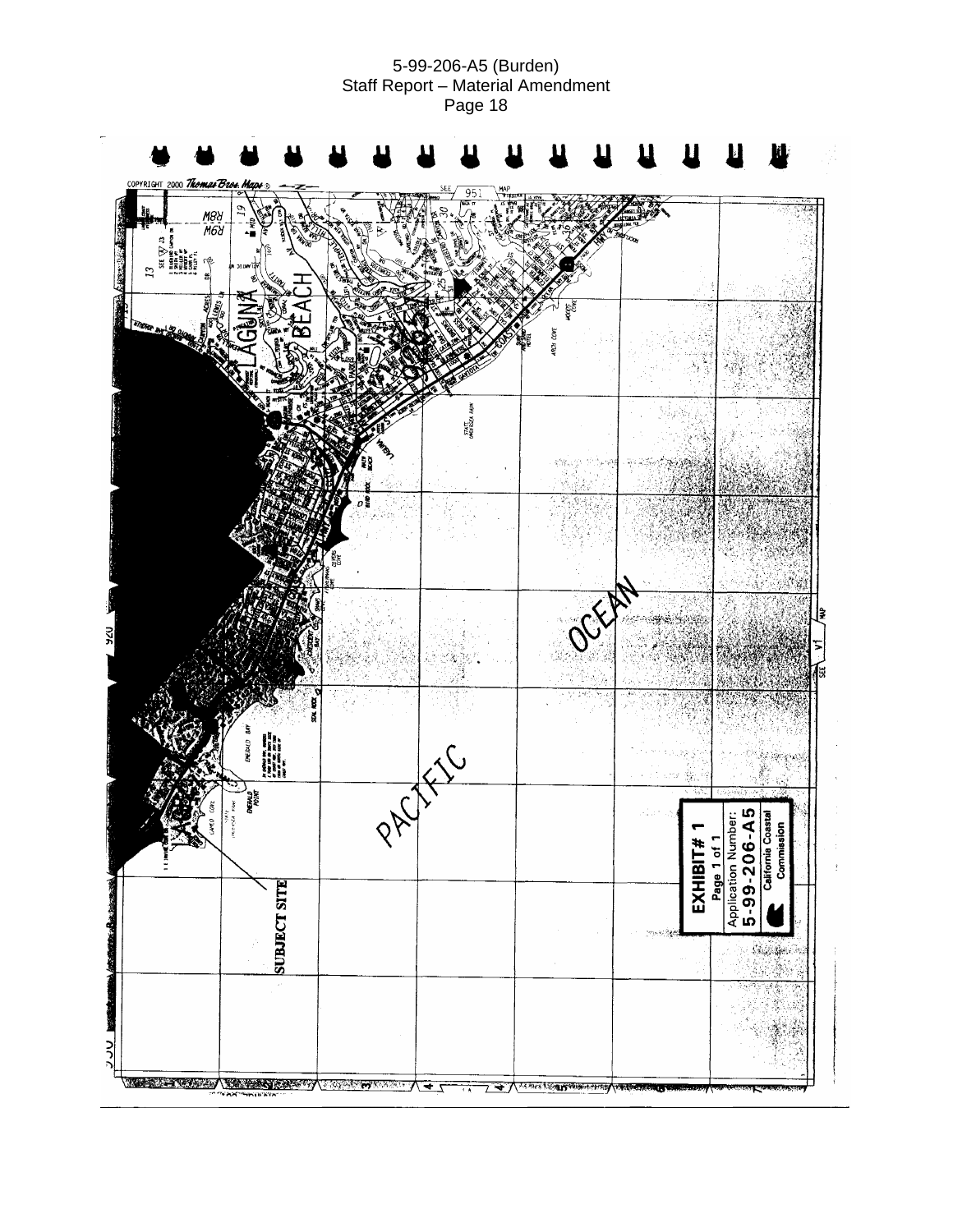COPYRIGHT 2000 Thomas Bros. Maps

LAGUNA BEACH

PACIFIC

OCEAN

SUBJECT SITE

**EXHIBIT # 1**
Page 1 of 1
Application Number:
**5-99-206-A5**
California Coastal Commission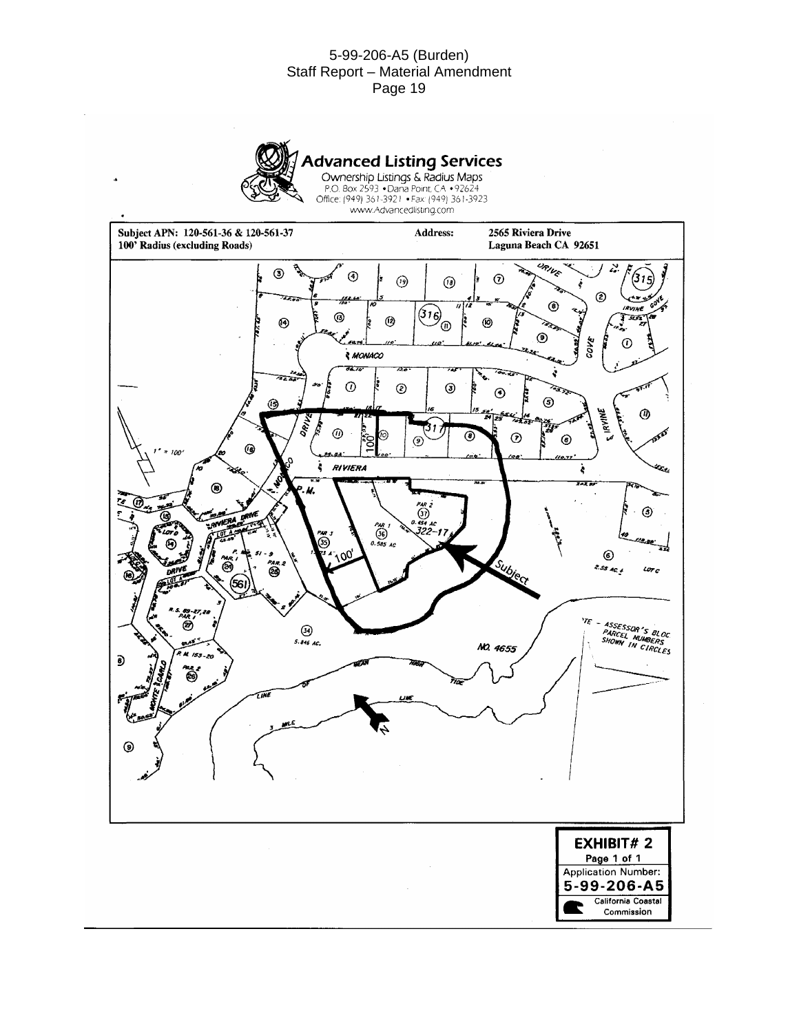**Advanced Listing Services**

Ownership Listings & Radius Maps
P.O. Box 2593 • Dana Point, CA • 92624
Office: (949) 361-3921 • Fax: (949) 361-3923
www.Advancedlisting.com

**Subject APN: 120-561-36 & 120-561-37**
**100' Radius (excluding Roads)**

**Address:** **2565 Riviera Drive**
**Laguna Beach CA 92651**

RIVIERA DRIVE · MONACO · IRVINE COVE · Subject · 100' · PAR 1 (36) 0.585 AC · PAR 2 (37) 0.454 AC · PAR 3 (35) · 322-17 · (34) 5.846 AC. · NO. 4655 · MEAN HIGH TIDE LINE · 3 MILE LINE · 1" = 100'

NOTE - ASSESSOR'S BLOCK PARCEL NUMBERS SHOWN IN CIRCLES

**EXHIBIT# 2**
Page 1 of 1
Application Number:
**5-99-206-A5**
California Coastal Commission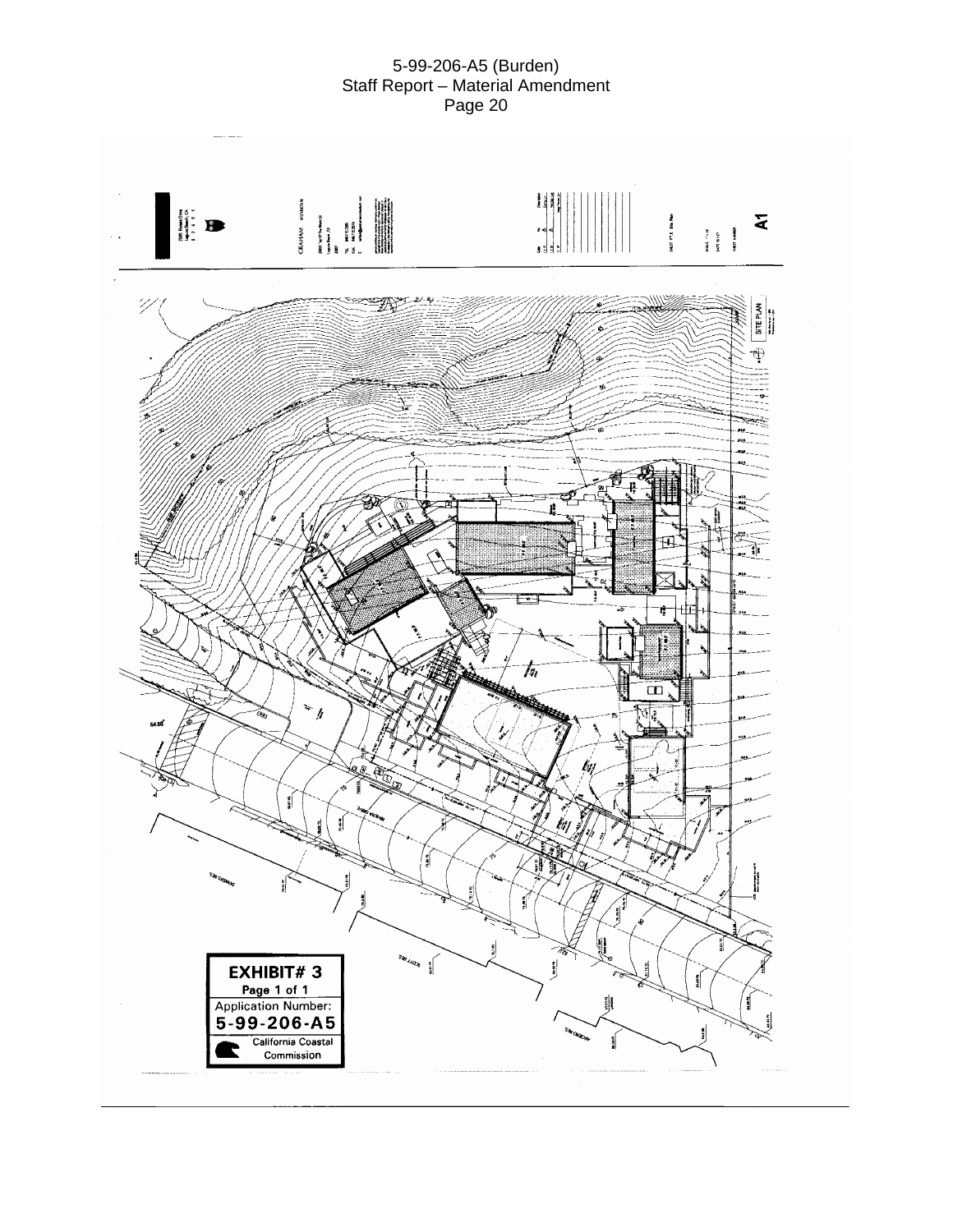SITE PLAN

A1

**EXHIBIT# 3**

Page 1 of 1

Application Number:

**5-99-206-A5**

California Coastal Commission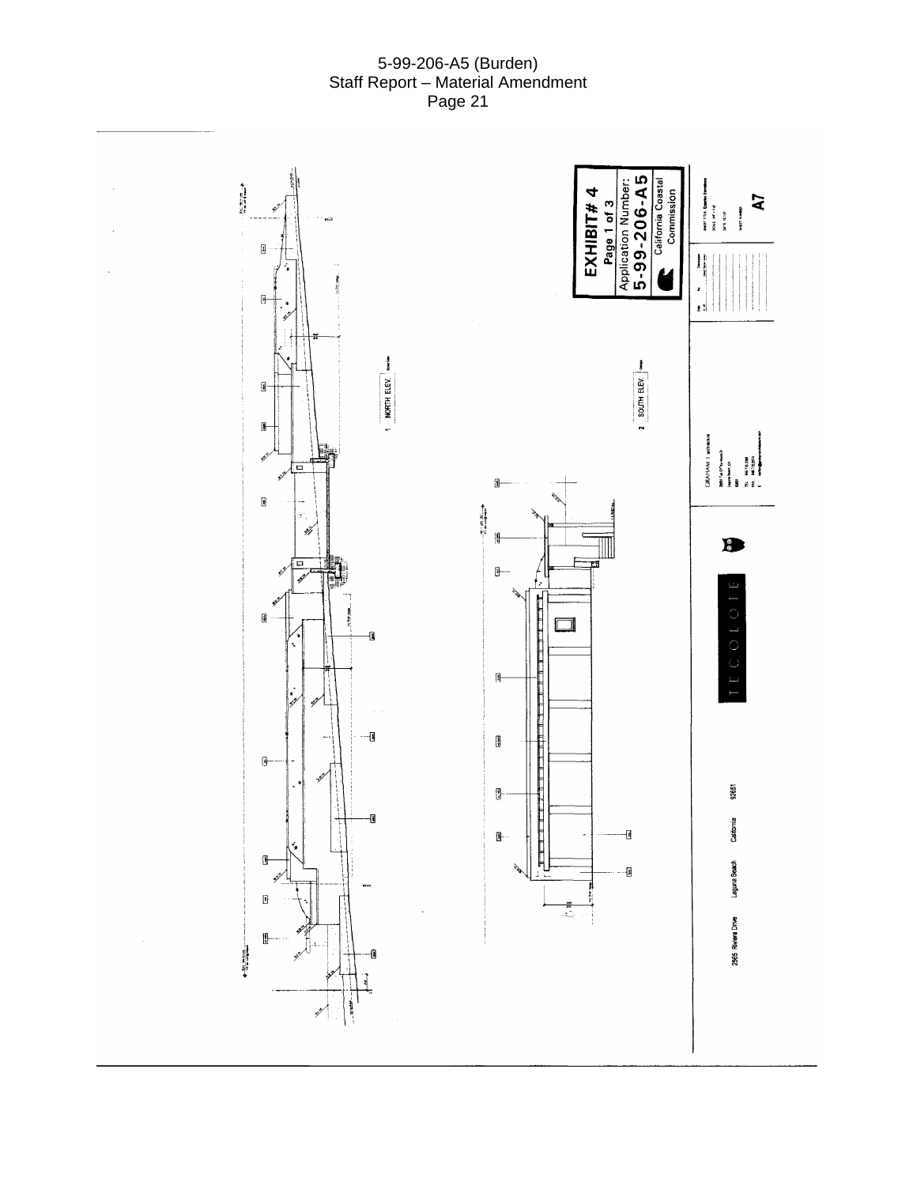1 NORTH ELEV.

2 SOUTH ELEV.

**EXHIBIT # 4**
**Page 1 of 3**
Application Number:
**5-99-206-A5**
California Coastal Commission

GRAHAM | architecture

TECOLOTE

2565 Riviera Drive Laguna Beach California 92651

A7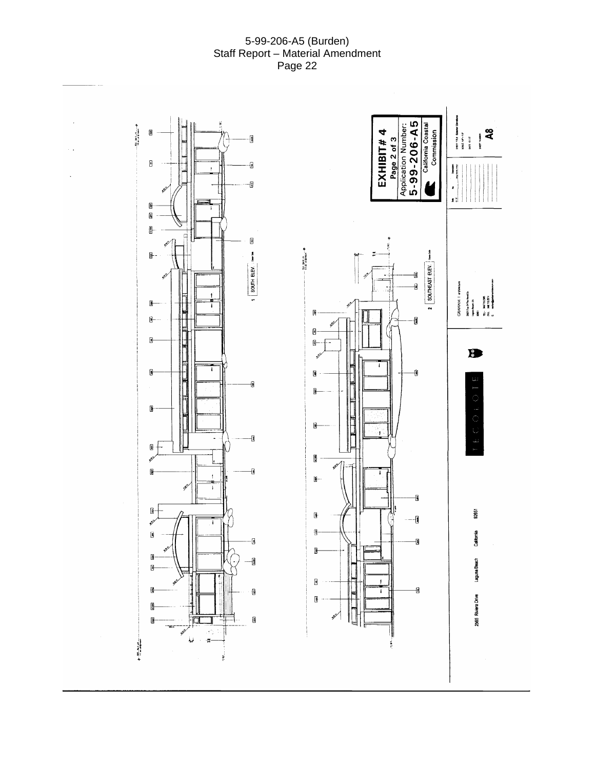**EXHIBIT # 4**
**Page 2 of 3**
**Application Number: 5-99-206-A5**
**California Coastal Commission**

1 SOUTH ELEV.

2 SOUTHEAST ELEV.

GRAHAM | architects

TECOLOTE

2565 Riviera Drive Laguna Beach California 92651

SHEET TITLE: Exterior Elevations

SHEET NUMBER: A8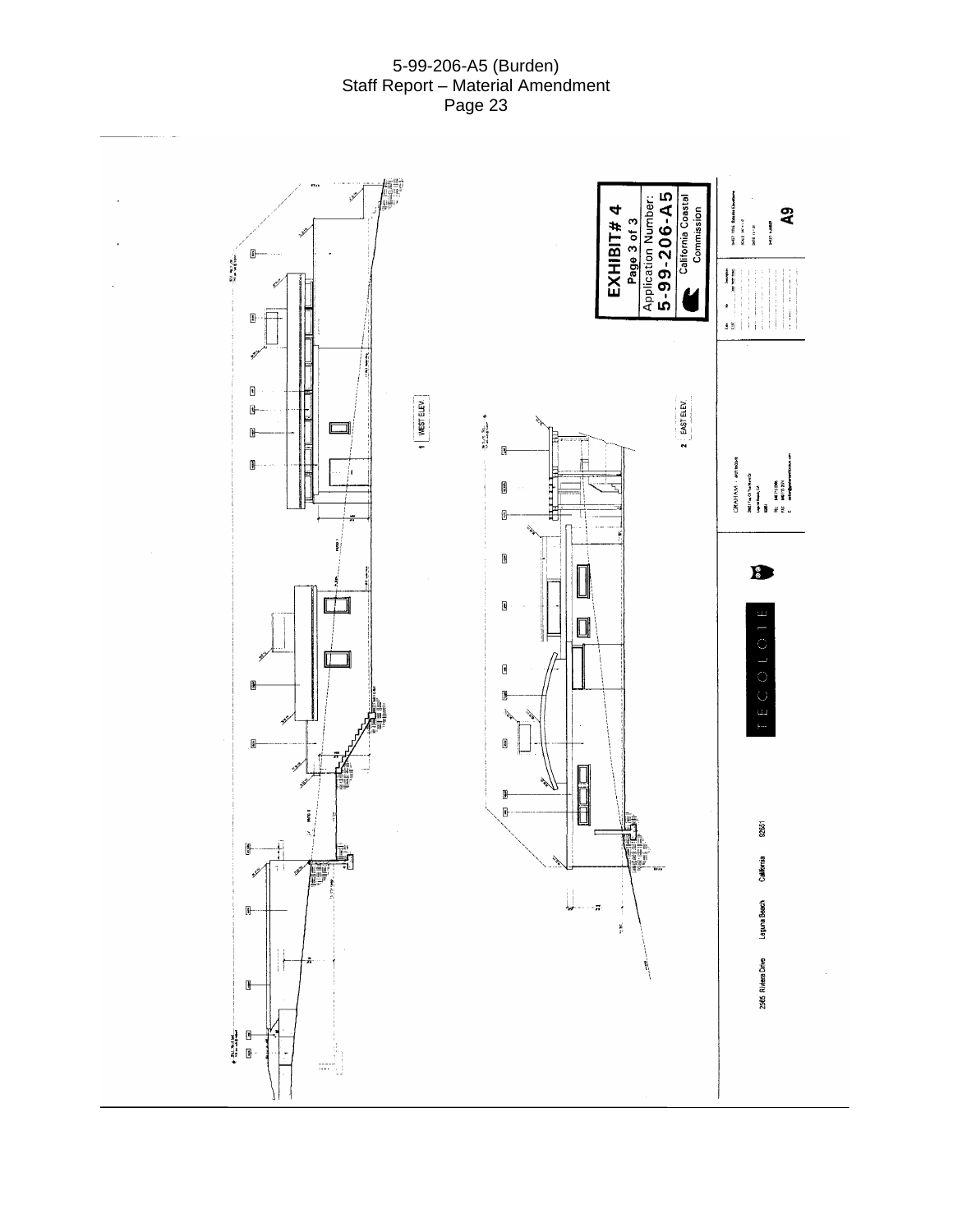**EXHIBIT # 4**
Page 3 of 3
Application Number:
**5-99-206-A5**
California Coastal Commission

1 WEST ELEV.

2 EAST ELEV.

TECOLOTE

2565 Riviera Drive Laguna Beach California 92651

GRAHAM ARCHITECTS

A9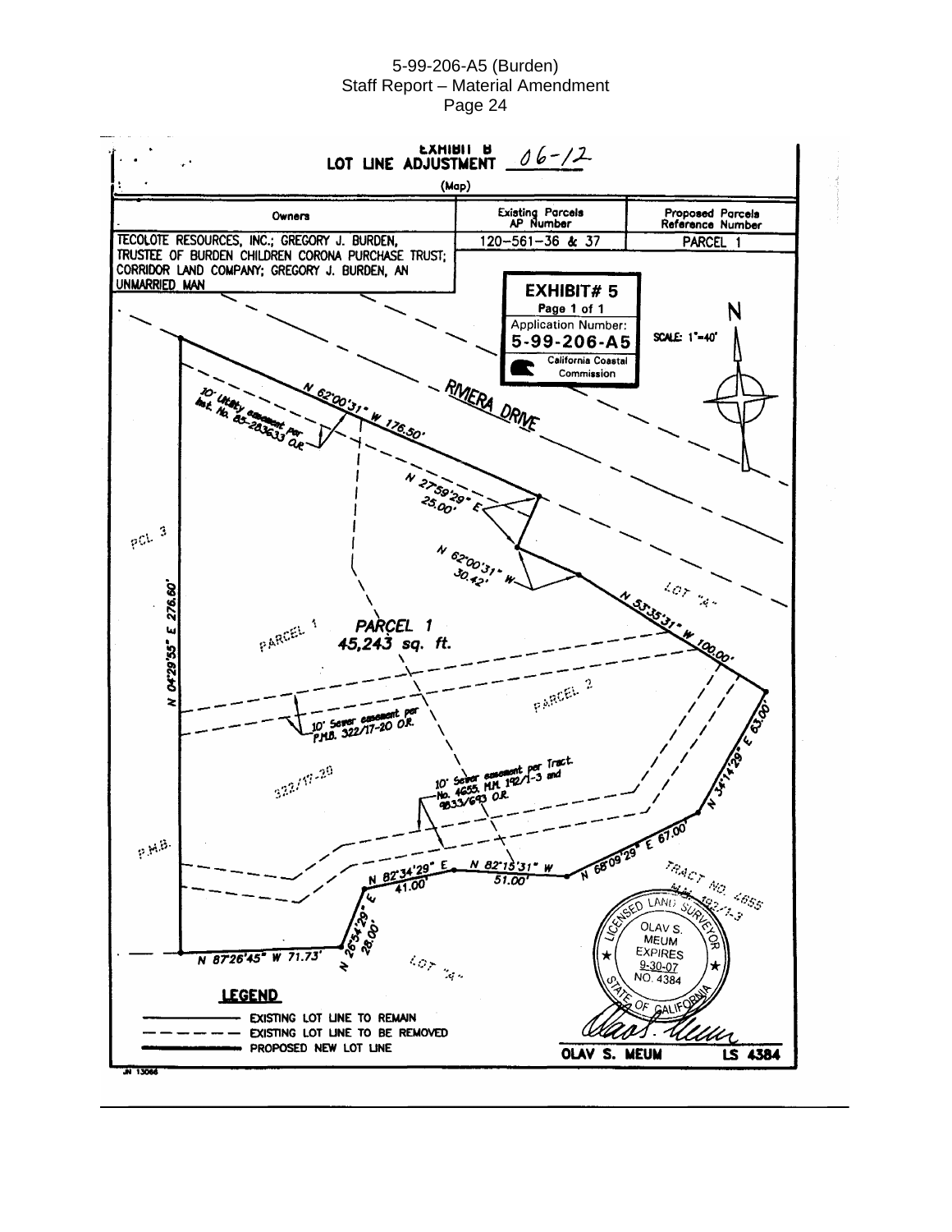# EXHIBIT B
## LOT LINE ADJUSTMENT 06-12

(Map)

| Owners | Existing Parcels AP Number | Proposed Parcels Reference Number |
|---|---|---|
| TECOLOTE RESOURCES, INC.; GREGORY J. BURDEN, TRUSTEE OF BURDEN CHILDREN CORONA PURCHASE TRUST; CORRIDOR LAND COMPANY; GREGORY J. BURDEN, AN UNMARRIED MAN | 120-561-36 & 37 | PARCEL 1 |

**EXHIBIT# 5**
Page 1 of 1
Application Number:
**5-99-206-A5**
California Coastal Commission

N

SCALE: 1"=40'

RIVIERA DRIVE

N 62°00'31" W 176.50'

10' Utility easement per Inst. No. 85-283633 O.R.

N 27°59'29" E 25.00'

N 62°00'31" W 30.42'

PCL 3

LOT "A"

N 53°35'31" W 100.00'

N 04°29'55" E 276.60'

PARCEL 1

PARCEL 1
45,243 sq. ft.

PARCEL 2

10' Sewer easement per P.M.B. 322/17-20 O.R.

322/17-20

10' Sewer easement per Tract No. 4655, M.M. 192/1-3 and 9833/693 O.R.

N 34°14'29" E 63.00'

P.M.B.

N 68°09'29" E 67.00

TRACT NO. 4655 M.M. 192/1-3

N 82°34'29" E 41.00'

N 82°15'31" W 51.00'

N 26°54'29" E 28.00'

N 87°26'45" W 71.73'

LOT "A"

LICENSED LAND SURVEYOR
OLAV S. MEUM
EXPIRES 9-30-07
NO. 4384
STATE OF CALIFORNIA

**LEGEND**

EXISTING LOT LINE TO REMAIN
EXISTING LOT LINE TO BE REMOVED
PROPOSED NEW LOT LINE

OLAV S. MEUM LS 4384

JN 13066